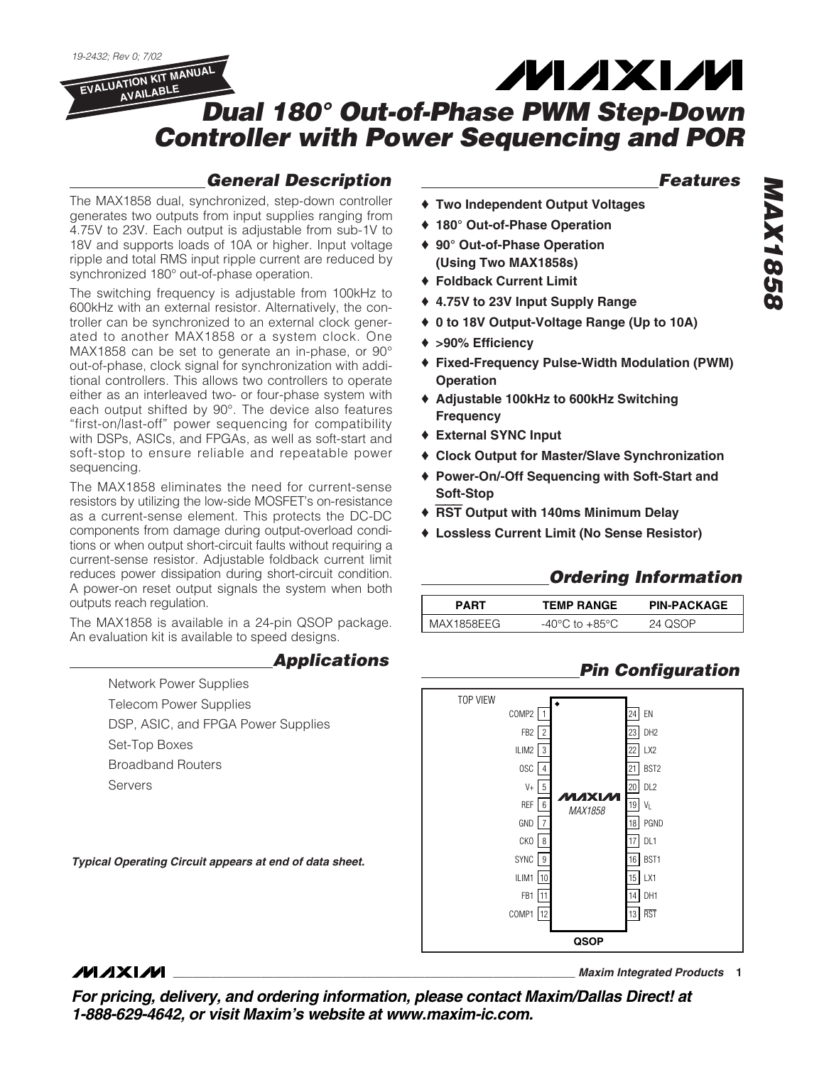19-2432; Rev 0; 7/02

EVALUATION KIT MANUAL AVAILABLE

# Dual 180° Out-of-Phase PWM Step-Down Controller with Power Sequencing and POR

## General Description

The MAX1858 dual, synchronized, step-down controller generates two outputs from input supplies ranging from 4.75V to 23V. Each output is adjustable from sub-1V to 18V and supports loads of 10A or higher. Input voltage ripple and total RMS input ripple current are reduced by synchronized 180° out-of-phase operation.

The switching frequency is adjustable from 100kHz to 600kHz with an external resistor. Alternatively, the controller can be synchronized to an external clock generated to another MAX1858 or a system clock. One MAX1858 can be set to generate an in-phase, or 90° out-of-phase, clock signal for synchronization with additional controllers. This allows two controllers to operate either as an interleaved two- or four-phase system with each output shifted by 90°. The device also features "first-on/last-off" power sequencing for compatibility with DSPs, ASICs, and FPGAs, as well as soft-start and soft-stop to ensure reliable and repeatable power sequencing.

The MAX1858 eliminates the need for current-sense resistors by utilizing the low-side MOSFET's on-resistance as a current-sense element. This protects the DC-DC components from damage during output-overload conditions or when output short-circuit faults without requiring a current-sense resistor. Adjustable foldback current limit reduces power dissipation during short-circuit condition. A power-on reset output signals the system when both outputs reach regulation.

The MAX1858 is available in a 24-pin QSOP package. An evaluation kit is available to speed designs.

## Applications

- Network Power Supplies
- Telecom Power Supplies
- DSP, ASIC, and FPGA Power Supplies
- Set-Top Boxes
- Broadband Routers
- Servers

***Typical Operating Circuit appears at end of data sheet.***

## Features

- ♦ **Two Independent Output Voltages**
- ♦ **180° Out-of-Phase Operation**
- ♦ **90° Out-of-Phase Operation (Using Two MAX1858s)**
- ♦ **Foldback Current Limit**
- ♦ **4.75V to 23V Input Supply Range**
- ♦ **0 to 18V Output-Voltage Range (Up to 10A)**
- ♦ **>90% Efficiency**
- ♦ **Fixed-Frequency Pulse-Width Modulation (PWM) Operation**
- ♦ **Adjustable 100kHz to 600kHz Switching Frequency**
- ♦ **External SYNC Input**
- ♦ **Clock Output for Master/Slave Synchronization**
- ♦ **Power-On/-Off Sequencing with Soft-Start and Soft-Stop**
- ♦ **$\overline{RST}$ Output with 140ms Minimum Delay**
- ♦ **Lossless Current Limit (No Sense Resistor)**

## Ordering Information

| PART | TEMP RANGE | PIN-PACKAGE |
|---|---|---|
| MAX1858EEG | -40°C to +85°C | 24 QSOP |

## Pin Configuration

TOP VIEW — MAX1858 — QSOP

| Pin | Name | Pin | Name |
|---|---|---|---|
| 1 | COMP2 | 24 | EN |
| 2 | FB2 | 23 | DH2 |
| 3 | ILIM2 | 22 | LX2 |
| 4 | OSC | 21 | BST2 |
| 5 | V+ | 20 | DL2 |
| 6 | REF | 19 | $V_L$ |
| 7 | GND | 18 | PGND |
| 8 | CKO | 17 | DL1 |
| 9 | SYNC | 16 | BST1 |
| 10 | ILIM1 | 15 | LX1 |
| 11 | FB1 | 14 | DH1 |
| 12 | COMP1 | 13 | $\overline{RST}$ |

***For pricing, delivery, and ordering information, please contact Maxim/Dallas Direct! at 1-888-629-4642, or visit Maxim's website at www.maxim-ic.com.***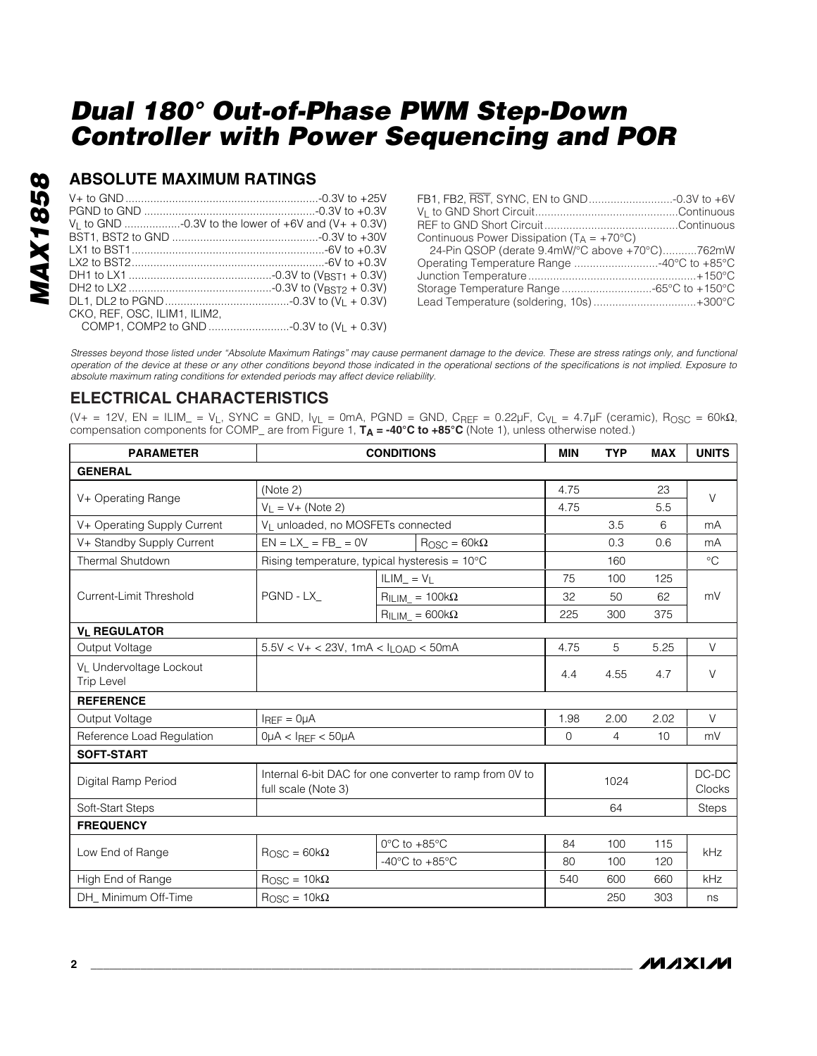## ABSOLUTE MAXIMUM RATINGS

V+ to GND ....................................................-0.3V to +25V
PGND to GND ..................................................-0.3V to +0.3V
$V_L$ to GND ..................-0.3V to the lower of +6V and (V+ + 0.3V)
BST1, BST2 to GND ..........................................-0.3V to +30V
LX1 to BST1.........................................................-6V to +0.3V
LX2 to BST2.........................................................-6V to +0.3V
DH1 to LX1 ..........................................-0.3V to ($V_{BST1}$ + 0.3V)
DH2 to LX2 ..........................................-0.3V to ($V_{BST2}$ + 0.3V)
DL1, DL2 to PGND.....................................-0.3V to ($V_L$ + 0.3V)
CKO, REF, OSC, ILIM1, ILIM2,
COMP1, COMP2 to GND ...........................-0.3V to ($V_L$ + 0.3V)

FB1, FB2, $\overline{RST}$, SYNC, EN to GND...........................-0.3V to +6V
$V_L$ to GND Short Circuit.............................................Continuous
REF to GND Short Circuit...........................................Continuous
Continuous Power Dissipation ($T_A$ = +70°C)
24-Pin QSOP (derate 9.4mW/°C above +70°C)...........762mW
Operating Temperature Range ...........................-40°C to +85°C
Junction Temperature......................................................+150°C
Storage Temperature Range .............................-65°C to +150°C
Lead Temperature (soldering, 10s) .................................+300°C

*Stresses beyond those listed under "Absolute Maximum Ratings" may cause permanent damage to the device. These are stress ratings only, and functional operation of the device at these or any other conditions beyond those indicated in the operational sections of the specifications is not implied. Exposure to absolute maximum rating conditions for extended periods may affect device reliability.*

## ELECTRICAL CHARACTERISTICS

(V+ = 12V, EN = ILIM_ = $V_L$, SYNC = GND, $I_{VL}$ = 0mA, PGND = GND, $C_{REF}$ = 0.22µF, $C_{VL}$ = 4.7µF (ceramic), $R_{OSC}$ = 60kΩ, compensation components for COMP_ are from Figure 1, **$T_A$ = -40°C to +85°C** (Note 1), unless otherwise noted.)

| PARAMETER | CONDITIONS | | MIN | TYP | MAX | UNITS |
|---|---|---|---|---|---|---|
| **GENERAL** | | | | | | |
| V+ Operating Range | (Note 2) | | 4.75 | | 23 | V |
| | $V_L$ = V+ (Note 2) | | 4.75 | | 5.5 | |
| V+ Operating Supply Current | $V_L$ unloaded, no MOSFETs connected | | | 3.5 | 6 | mA |
| V+ Standby Supply Current | EN = LX_ = FB_ = 0V | $R_{OSC}$ = 60kΩ | | 0.3 | 0.6 | mA |
| Thermal Shutdown | Rising temperature, typical hysteresis = 10°C | | | 160 | | °C |
| Current-Limit Threshold | PGND - LX_ | ILIM_ = $V_L$ | 75 | 100 | 125 | mV |
| | | $R_{ILIM\_}$ = 100kΩ | 32 | 50 | 62 | |
| | | $R_{ILIM\_}$ = 600kΩ | 225 | 300 | 375 | |
| **$V_L$ REGULATOR** | | | | | | |
| Output Voltage | 5.5V < V+ < 23V, 1mA < $I_{LOAD}$ < 50mA | | 4.75 | 5 | 5.25 | V |
| $V_L$ Undervoltage Lockout Trip Level | | | 4.4 | 4.55 | 4.7 | V |
| **REFERENCE** | | | | | | |
| Output Voltage | $I_{REF}$ = 0µA | | 1.98 | 2.00 | 2.02 | V |
| Reference Load Regulation | 0µA < $I_{REF}$ < 50µA | | 0 | 4 | 10 | mV |
| **SOFT-START** | | | | | | |
| Digital Ramp Period | Internal 6-bit DAC for one converter to ramp from 0V to full scale (Note 3) | | | 1024 | | DC-DC Clocks |
| Soft-Start Steps | | | | 64 | | Steps |
| **FREQUENCY** | | | | | | |
| Low End of Range | $R_{OSC}$ = 60kΩ | 0°C to +85°C | 84 | 100 | 115 | kHz |
| | | -40°C to +85°C | 80 | 100 | 120 | |
| High End of Range | $R_{OSC}$ = 10kΩ | | 540 | 600 | 660 | kHz |
| DH_ Minimum Off-Time | $R_{OSC}$ = 10kΩ | | | 250 | 303 | ns |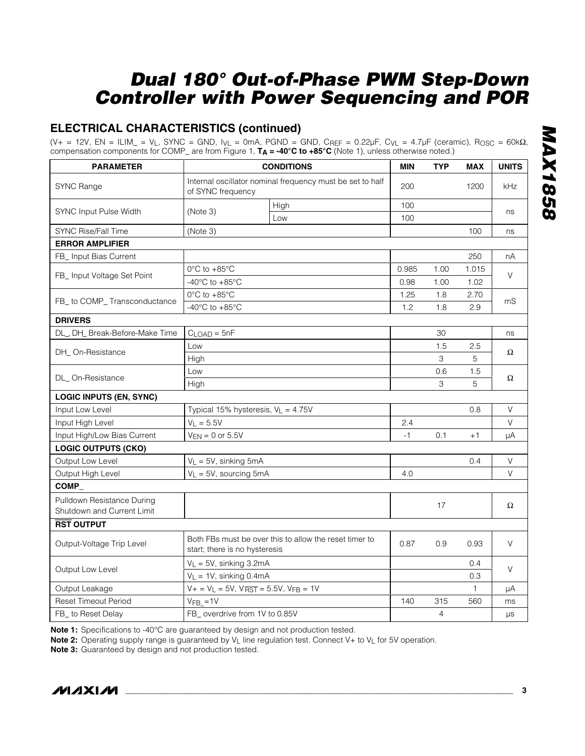## ELECTRICAL CHARACTERISTICS (continued)

($V+ = 12V$, EN = $ILIM\_ = V_L$, SYNC = GND, $I_{VL} = 0mA$, PGND = GND, $C_{REF} = 0.22µF$, $C_{VL} = 4.7µF$ (ceramic), $R_{OSC} = 60kΩ$, compensation components for COMP_ are from Figure 1, **$T_A$ = -40°C to +85°C** (Note 1), unless otherwise noted.)

| PARAMETER | CONDITIONS | | MIN | TYP | MAX | UNITS |
|---|---|---|---|---|---|---|
| SYNC Range | Internal oscillator nominal frequency must be set to half of SYNC frequency | | 200 | | 1200 | kHz |
| SYNC Input Pulse Width | (Note 3) | High | 100 | | | ns |
| | | Low | 100 | | | |
| SYNC Rise/Fall Time | (Note 3) | | | | 100 | ns |
| **ERROR AMPLIFIER** | | | | | | |
| FB_ Input Bias Current | | | | | 250 | nA |
| FB_ Input Voltage Set Point | 0°C to +85°C | | 0.985 | 1.00 | 1.015 | V |
| | -40°C to +85°C | | 0.98 | 1.00 | 1.02 | |
| FB_ to COMP_ Transconductance | 0°C to +85°C | | 1.25 | 1.8 | 2.70 | mS |
| | -40°C to +85°C | | 1.2 | 1.8 | 2.9 | |
| **DRIVERS** | | | | | | |
| DL_, DH_ Break-Before-Make Time | $C_{LOAD}$ = 5nF | | | 30 | | ns |
| DH_ On-Resistance | Low | | | 1.5 | 2.5 | Ω |
| | High | | | 3 | 5 | |
| DL_ On-Resistance | Low | | | 0.6 | 1.5 | Ω |
| | High | | | 3 | 5 | |
| **LOGIC INPUTS (EN, SYNC)** | | | | | | |
| Input Low Level | Typical 15% hysteresis, $V_L$ = 4.75V | | | | 0.8 | V |
| Input High Level | $V_L$ = 5.5V | | 2.4 | | | V |
| Input High/Low Bias Current | $V_{EN}$ = 0 or 5.5V | | -1 | 0.1 | +1 | µA |
| **LOGIC OUTPUTS (CKO)** | | | | | | |
| Output Low Level | $V_L$ = 5V, sinking 5mA | | | | 0.4 | V |
| Output High Level | $V_L$ = 5V, sourcing 5mA | | 4.0 | | | V |
| **COMP_** | | | | | | |
| Pulldown Resistance During Shutdown and Current Limit | | | | 17 | | Ω |
| **$\overline{RST}$ OUTPUT** | | | | | | |
| Output-Voltage Trip Level | Both FBs must be over this to allow the reset timer to start; there is no hysteresis | | 0.87 | 0.9 | 0.93 | V |
| Output Low Level | $V_L$ = 5V, sinking 3.2mA | | | | 0.4 | V |
| | $V_L$ = 1V, sinking 0.4mA | | | | 0.3 | |
| Output Leakage | $V+ = V_L = 5V$, $V_{\overline{RST}}$ = 5.5V, $V_{FB}$ = 1V | | | | 1 | µA |
| Reset Timeout Period | $V_{FB\_}$ =1V | | 140 | 315 | 560 | ms |
| FB_ to Reset Delay | FB_ overdrive from 1V to 0.85V | | | 4 | | µs |

**Note 1:** Specifications to -40°C are guaranteed by design and not production tested.

**Note 2:** Operating supply range is guaranteed by $V_L$ line regulation test. Connect V+ to $V_L$ for 5V operation.

**Note 3:** Guaranteed by design and not production tested.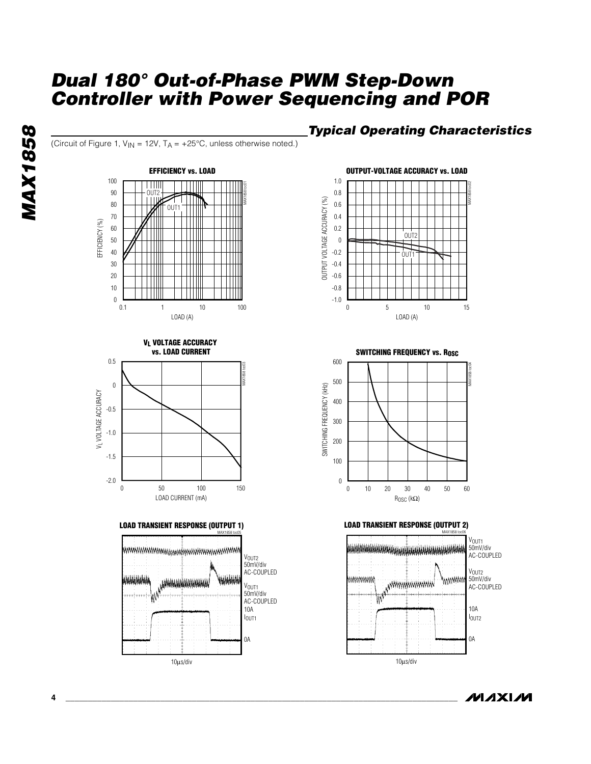## Typical Operating Characteristics

(Circuit of Figure 1, $V_{IN}$ = 12V, $T_A$ = +25°C, unless otherwise noted.)

**EFFICIENCY vs. LOAD**

**OUTPUT-VOLTAGE ACCURACY vs. LOAD**

**$V_L$ VOLTAGE ACCURACY vs. LOAD CURRENT**

**SWITCHING FREQUENCY vs. $R_{OSC}$**

**LOAD TRANSIENT RESPONSE (OUTPUT 1)**

**LOAD TRANSIENT RESPONSE (OUTPUT 2)**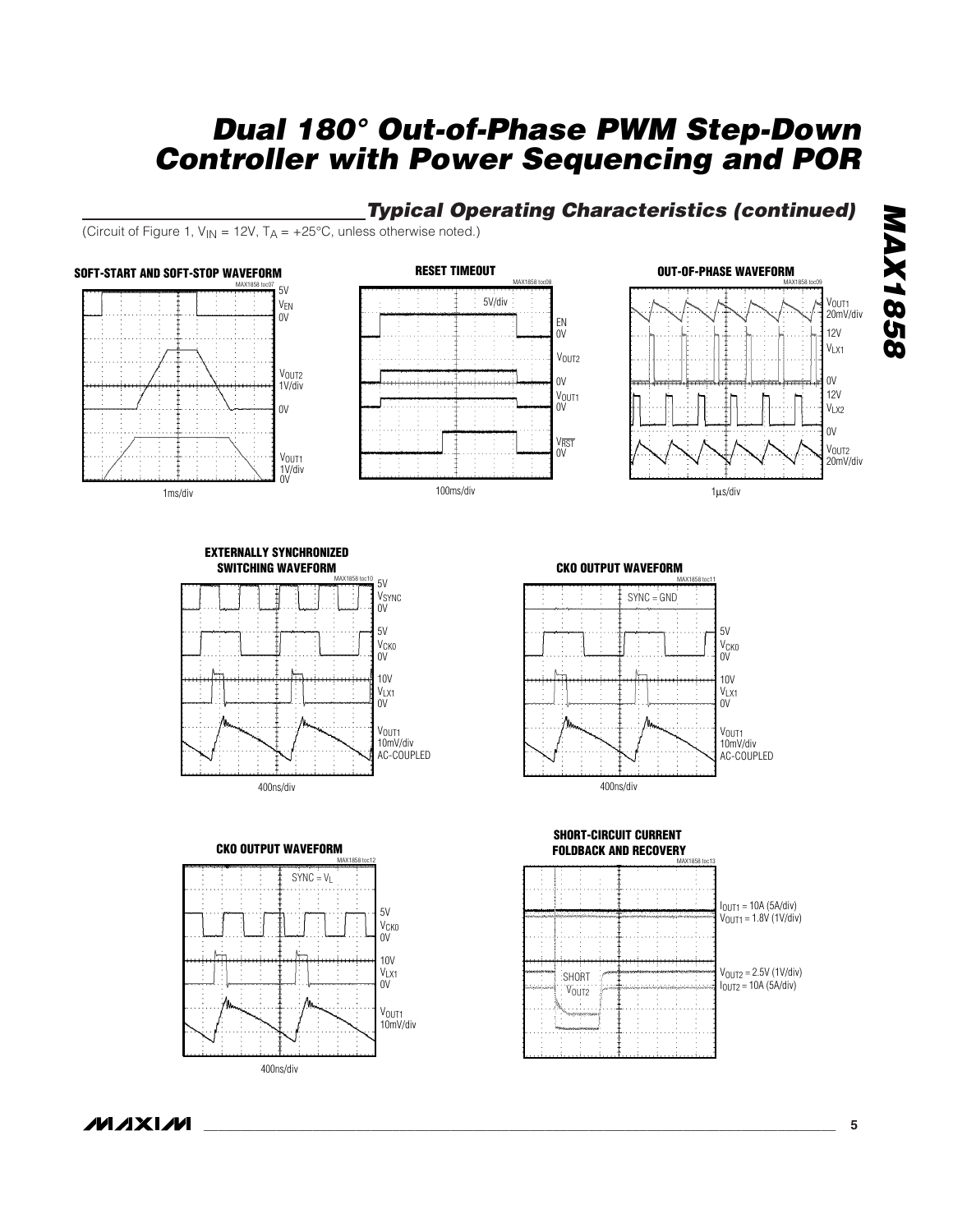## Typical Operating Characteristics (continued)

(Circuit of Figure 1, $V_{IN}$ = 12V, $T_A$ = +25°C, unless otherwise noted.)

**SOFT-START AND SOFT-STOP WAVEFORM**

MAX1858 toc07

$V_{EN}$ 5V, 0V; $V_{OUT2}$ 1V/div, 0V; $V_{OUT1}$ 1V/div, 0V

1ms/div

**RESET TIMEOUT**

MAX1858 toc08

5V/div

EN 0V; $V_{OUT2}$ 0V; $V_{OUT1}$ 0V; $V_{\overline{RST}}$ 0V

100ms/div

**OUT-OF-PHASE WAVEFORM**

MAX1858 toc09

$V_{OUT1}$ 20mV/div; $V_{LX1}$ 12V, 0V; $V_{LX2}$ 12V, 0V; $V_{OUT2}$ 20mV/div

1μs/div

**EXTERNALLY SYNCHRONIZED SWITCHING WAVEFORM**

MAX1858 toc10

$V_{SYNC}$ 5V, 0V; $V_{CKO}$ 5V, 0V; $V_{LX1}$ 10V, 0V; $V_{OUT1}$ 10mV/div AC-COUPLED

400ns/div

**CKO OUTPUT WAVEFORM**

MAX1858 toc11

SYNC = GND

$V_{CKO}$ 5V, 0V; $V_{LX1}$ 10V, 0V; $V_{OUT1}$ 10mV/div AC-COUPLED

400ns/div

**CKO OUTPUT WAVEFORM**

MAX1858 toc12

SYNC = $V_L$

$V_{CKO}$ 5V, 0V; $V_{LX1}$ 10V, 0V; $V_{OUT1}$ 10mV/div

400ns/div

**SHORT-CIRCUIT CURRENT FOLDBACK AND RECOVERY**

MAX1858 toc13

$I_{OUT1}$ = 10A (5A/div)
$V_{OUT1}$ = 1.8V (1V/div)

SHORT $V_{OUT2}$

$V_{OUT2}$ = 2.5V (1V/div)
$I_{OUT2}$ = 10A (5A/div)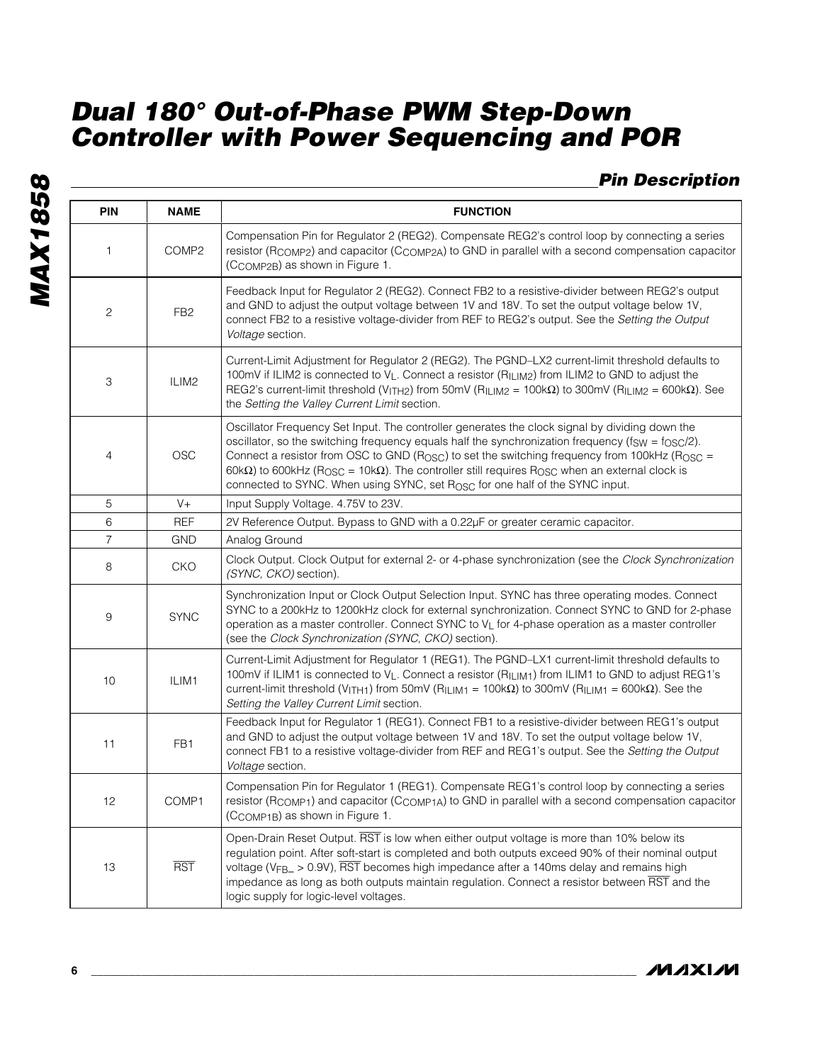## Pin Description

| PIN | NAME | FUNCTION |
|---|---|---|
| 1 | COMP2 | Compensation Pin for Regulator 2 (REG2). Compensate REG2's control loop by connecting a series resistor ($R_{COMP2}$) and capacitor ($C_{COMP2A}$) to GND in parallel with a second compensation capacitor ($C_{COMP2B}$) as shown in Figure 1. |
| 2 | FB2 | Feedback Input for Regulator 2 (REG2). Connect FB2 to a resistive-divider between REG2's output and GND to adjust the output voltage between 1V and 18V. To set the output voltage below 1V, connect FB2 to a resistive voltage-divider from REF to REG2's output. See the *Setting the Output Voltage* section. |
| 3 | ILIM2 | Current-Limit Adjustment for Regulator 2 (REG2). The PGND–LX2 current-limit threshold defaults to 100mV if ILIM2 is connected to $V_L$. Connect a resistor ($R_{ILIM2}$) from ILIM2 to GND to adjust the REG2's current-limit threshold ($V_{ITH2}$) from 50mV ($R_{ILIM2}$ = 100kΩ) to 300mV ($R_{ILIM2}$ = 600kΩ). See the *Setting the Valley Current Limit* section. |
| 4 | OSC | Oscillator Frequency Set Input. The controller generates the clock signal by dividing down the oscillator, so the switching frequency equals half the synchronization frequency ($f_{SW} = f_{OSC}/2$). Connect a resistor from OSC to GND ($R_{OSC}$) to set the switching frequency from 100kHz ($R_{OSC}$ = 60kΩ) to 600kHz ($R_{OSC}$ = 10kΩ). The controller still requires $R_{OSC}$ when an external clock is connected to SYNC. When using SYNC, set $R_{OSC}$ for one half of the SYNC input. |
| 5 | V+ | Input Supply Voltage. 4.75V to 23V. |
| 6 | REF | 2V Reference Output. Bypass to GND with a 0.22µF or greater ceramic capacitor. |
| 7 | GND | Analog Ground |
| 8 | CKO | Clock Output. Clock Output for external 2- or 4-phase synchronization (see the *Clock Synchronization (SYNC, CKO)* section). |
| 9 | SYNC | Synchronization Input or Clock Output Selection Input. SYNC has three operating modes. Connect SYNC to a 200kHz to 1200kHz clock for external synchronization. Connect SYNC to GND for 2-phase operation as a master controller. Connect SYNC to $V_L$ for 4-phase operation as a master controller (see the *Clock Synchronization (SYNC, CKO)* section). |
| 10 | ILIM1 | Current-Limit Adjustment for Regulator 1 (REG1). The PGND–LX1 current-limit threshold defaults to 100mV if ILIM1 is connected to $V_L$. Connect a resistor ($R_{ILIM1}$) from ILIM1 to GND to adjust REG1's current-limit threshold ($V_{ITH1}$) from 50mV ($R_{ILIM1}$ = 100kΩ) to 300mV ($R_{ILIM1}$ = 600kΩ). See the *Setting the Valley Current Limit* section. |
| 11 | FB1 | Feedback Input for Regulator 1 (REG1). Connect FB1 to a resistive-divider between REG1's output and GND to adjust the output voltage between 1V and 18V. To set the output voltage below 1V, connect FB1 to a resistive voltage-divider from REF and REG1's output. See the *Setting the Output Voltage* section. |
| 12 | COMP1 | Compensation Pin for Regulator 1 (REG1). Compensate REG1's control loop by connecting a series resistor ($R_{COMP1}$) and capacitor ($C_{COMP1A}$) to GND in parallel with a second compensation capacitor ($C_{COMP1B}$) as shown in Figure 1. |
| 13 | $\overline{RST}$ | Open-Drain Reset Output. $\overline{RST}$ is low when either output voltage is more than 10% below its regulation point. After soft-start is completed and both outputs exceed 90% of their nominal output voltage ($V_{FB\_}$ > 0.9V), $\overline{RST}$ becomes high impedance after a 140ms delay and remains high impedance as long as both outputs maintain regulation. Connect a resistor between $\overline{RST}$ and the logic supply for logic-level voltages. |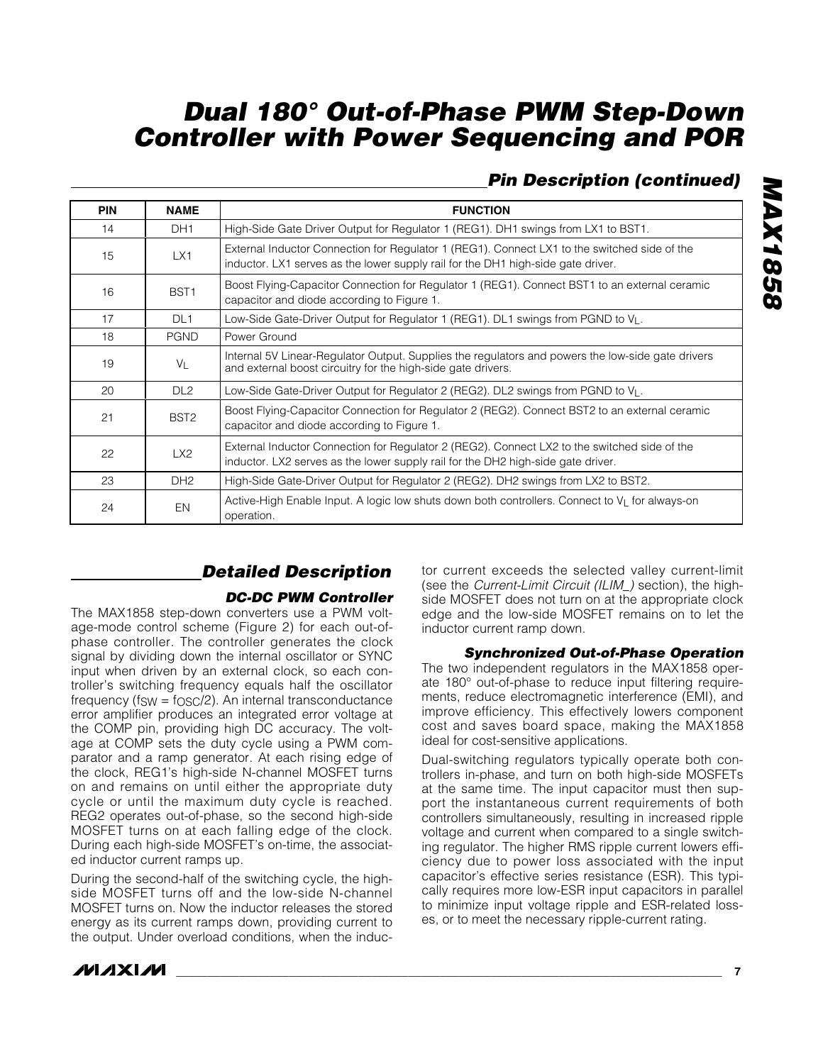## Pin Description (continued)

| PIN | NAME | FUNCTION |
|---|---|---|
| 14 | DH1 | High-Side Gate Driver Output for Regulator 1 (REG1). DH1 swings from LX1 to BST1. |
| 15 | LX1 | External Inductor Connection for Regulator 1 (REG1). Connect LX1 to the switched side of the inductor. LX1 serves as the lower supply rail for the DH1 high-side gate driver. |
| 16 | BST1 | Boost Flying-Capacitor Connection for Regulator 1 (REG1). Connect BST1 to an external ceramic capacitor and diode according to Figure 1. |
| 17 | DL1 | Low-Side Gate-Driver Output for Regulator 1 (REG1). DL1 swings from PGND to $V_L$. |
| 18 | PGND | Power Ground |
| 19 | $V_L$ | Internal 5V Linear-Regulator Output. Supplies the regulators and powers the low-side gate drivers and external boost circuitry for the high-side gate drivers. |
| 20 | DL2 | Low-Side Gate-Driver Output for Regulator 2 (REG2). DL2 swings from PGND to $V_L$. |
| 21 | BST2 | Boost Flying-Capacitor Connection for Regulator 2 (REG2). Connect BST2 to an external ceramic capacitor and diode according to Figure 1. |
| 22 | LX2 | External Inductor Connection for Regulator 2 (REG2). Connect LX2 to the switched side of the inductor. LX2 serves as the lower supply rail for the DH2 high-side gate driver. |
| 23 | DH2 | High-Side Gate-Driver Output for Regulator 2 (REG2). DH2 swings from LX2 to BST2. |
| 24 | EN | Active-High Enable Input. A logic low shuts down both controllers. Connect to $V_L$ for always-on operation. |

## Detailed Description

### DC-DC PWM Controller

The MAX1858 step-down converters use a PWM voltage-mode control scheme (Figure 2) for each out-of-phase controller. The controller generates the clock signal by dividing down the internal oscillator or SYNC input when driven by an external clock, so each controller's switching frequency equals half the oscillator frequency ($f_{SW} = f_{OSC}/2$). An internal transconductance error amplifier produces an integrated error voltage at the COMP pin, providing high DC accuracy. The voltage at COMP sets the duty cycle using a PWM comparator and a ramp generator. At each rising edge of the clock, REG1's high-side N-channel MOSFET turns on and remains on until either the appropriate duty cycle or until the maximum duty cycle is reached. REG2 operates out-of-phase, so the second high-side MOSFET turns on at each falling edge of the clock. During each high-side MOSFET's on-time, the associated inductor current ramps up.

During the second-half of the switching cycle, the high-side MOSFET turns off and the low-side N-channel MOSFET turns on. Now the inductor releases the stored energy as its current ramps down, providing current to the output. Under overload conditions, when the inductor current exceeds the selected valley current-limit (see the *Current-Limit Circuit (ILIM_)* section), the high-side MOSFET does not turn on at the appropriate clock edge and the low-side MOSFET remains on to let the inductor current ramp down.

### Synchronized Out-of-Phase Operation

The two independent regulators in the MAX1858 operate 180° out-of-phase to reduce input filtering requirements, reduce electromagnetic interference (EMI), and improve efficiency. This effectively lowers component cost and saves board space, making the MAX1858 ideal for cost-sensitive applications.

Dual-switching regulators typically operate both controllers in-phase, and turn on both high-side MOSFETs at the same time. The input capacitor must then support the instantaneous current requirements of both controllers simultaneously, resulting in increased ripple voltage and current when compared to a single switching regulator. The higher RMS ripple current lowers efficiency due to power loss associated with the input capacitor's effective series resistance (ESR). This typically requires more low-ESR input capacitors in parallel to minimize input voltage ripple and ESR-related losses, or to meet the necessary ripple-current rating.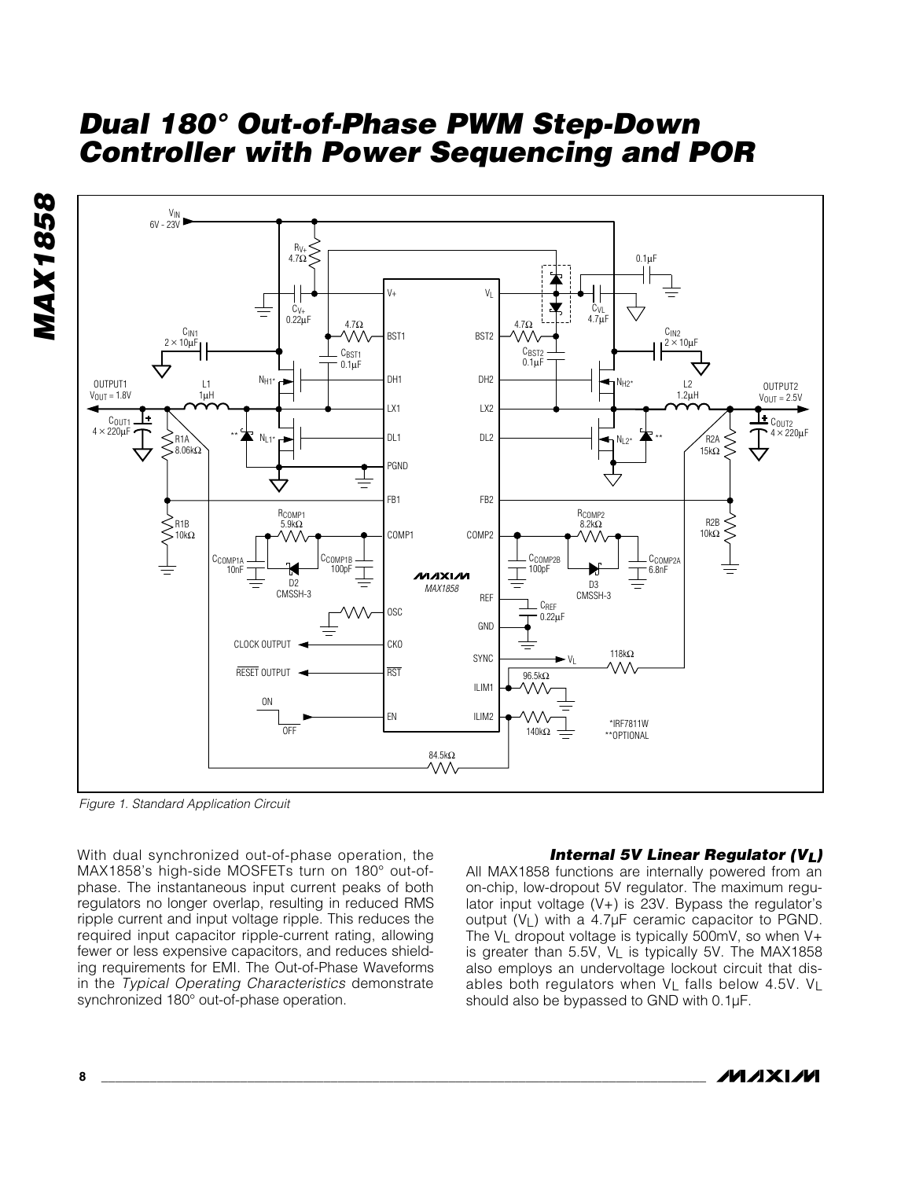# Dual 180° Out-of-Phase PWM Step-Down Controller with Power Sequencing and POR

*Figure 1. Standard Application Circuit*

With dual synchronized out-of-phase operation, the MAX1858's high-side MOSFETs turn on 180° out-of-phase. The instantaneous input current peaks of both regulators no longer overlap, resulting in reduced RMS ripple current and input voltage ripple. This reduces the required input capacitor ripple-current rating, allowing fewer or less expensive capacitors, and reduces shielding requirements for EMI. The Out-of-Phase Waveforms in the *Typical Operating Characteristics* demonstrate synchronized 180° out-of-phase operation.

### Internal 5V Linear Regulator ($V_L$)

All MAX1858 functions are internally powered from an on-chip, low-dropout 5V regulator. The maximum regulator input voltage (V+) is 23V. Bypass the regulator's output ($V_L$) with a 4.7µF ceramic capacitor to PGND. The $V_L$ dropout voltage is typically 500mV, so when V+ is greater than 5.5V, $V_L$ is typically 5V. The MAX1858 also employs an undervoltage lockout circuit that disables both regulators when $V_L$ falls below 4.5V. $V_L$ should also be bypassed to GND with 0.1µF.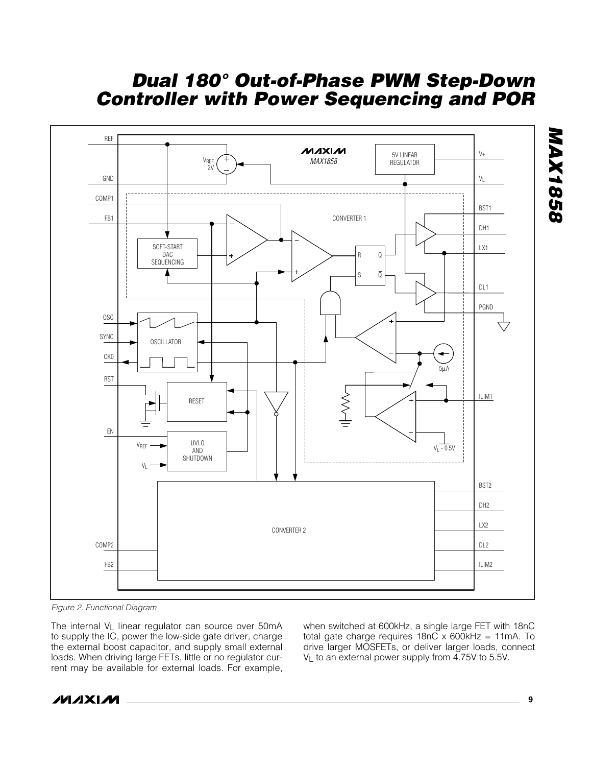*Figure 2. Functional Diagram*

The internal $V_L$ linear regulator can source over 50mA to supply the IC, power the low-side gate driver, charge the external boost capacitor, and supply small external loads. When driving large FETs, little or no regulator current may be available for external loads. For example, when switched at 600kHz, a single large FET with 18nC total gate charge requires 18nC x 600kHz = 11mA. To drive larger MOSFETs, or deliver larger loads, connect $V_L$ to an external power supply from 4.75V to 5.5V.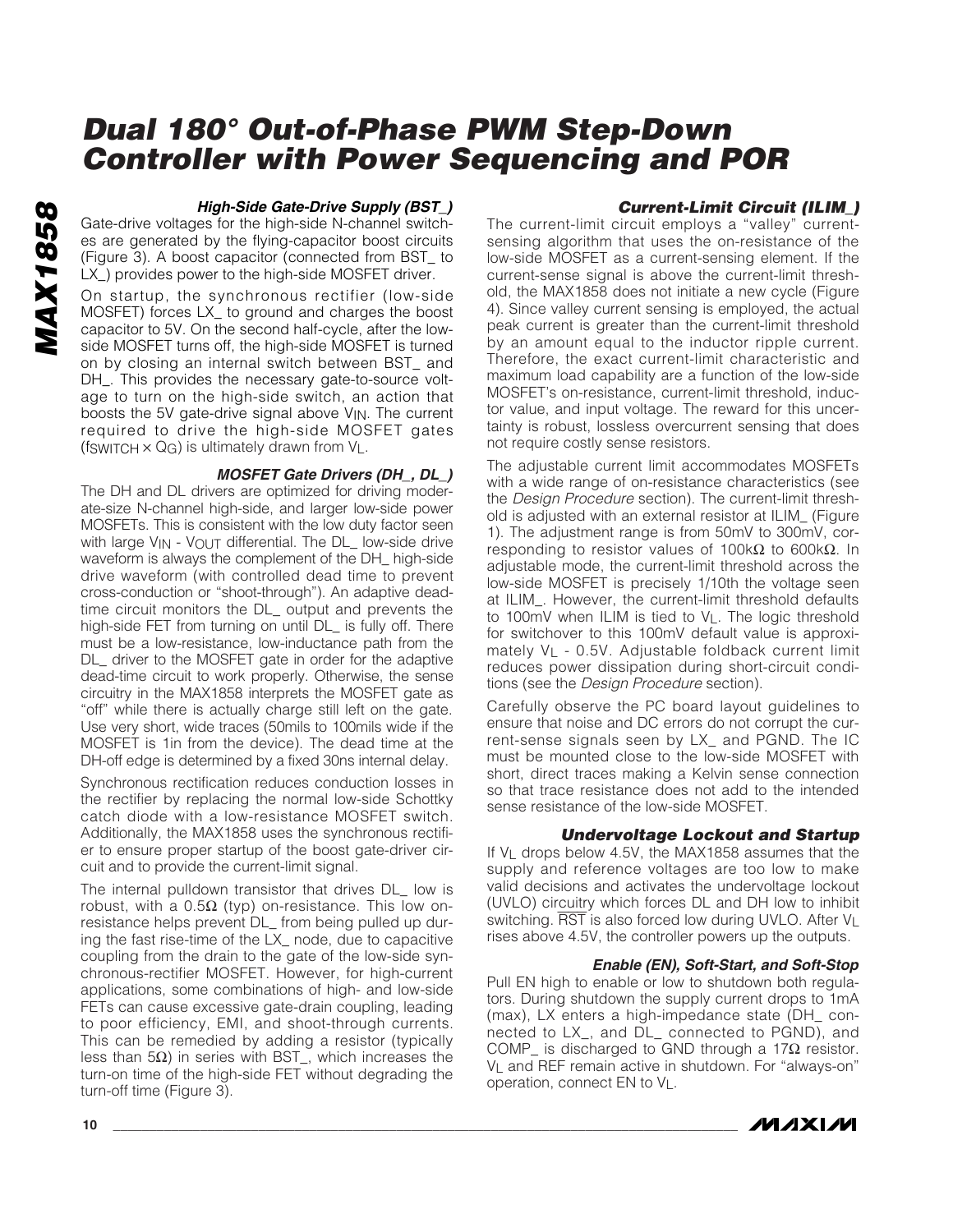### High-Side Gate-Drive Supply (BST_)

Gate-drive voltages for the high-side N-channel switches are generated by the flying-capacitor boost circuits (Figure 3). A boost capacitor (connected from BST_ to LX_) provides power to the high-side MOSFET driver.

On startup, the synchronous rectifier (low-side MOSFET) forces LX_ to ground and charges the boost capacitor to 5V. On the second half-cycle, after the low-side MOSFET turns off, the high-side MOSFET is turned on by closing an internal switch between BST_ and DH_. This provides the necessary gate-to-source voltage to turn on the high-side switch, an action that boosts the 5V gate-drive signal above $V_{IN}$. The current required to drive the high-side MOSFET gates ($f_{SWITCH} \times Q_G$) is ultimately drawn from $V_L$.

### MOSFET Gate Drivers (DH_, DL_)

The DH and DL drivers are optimized for driving moderate-size N-channel high-side, and larger low-side power MOSFETs. This is consistent with the low duty factor seen with large $V_{IN}$ - $V_{OUT}$ differential. The DL_ low-side drive waveform is always the complement of the DH_ high-side drive waveform (with controlled dead time to prevent cross-conduction or "shoot-through"). An adaptive dead-time circuit monitors the DL_ output and prevents the high-side FET from turning on until DL_ is fully off. There must be a low-resistance, low-inductance path from the DL_ driver to the MOSFET gate in order for the adaptive dead-time circuit to work properly. Otherwise, the sense circuitry in the MAX1858 interprets the MOSFET gate as "off" while there is actually charge still left on the gate. Use very short, wide traces (50mils to 100mils wide if the MOSFET is 1in from the device). The dead time at the DH-off edge is determined by a fixed 30ns internal delay.

Synchronous rectification reduces conduction losses in the rectifier by replacing the normal low-side Schottky catch diode with a low-resistance MOSFET switch. Additionally, the MAX1858 uses the synchronous rectifier to ensure proper startup of the boost gate-driver circuit and to provide the current-limit signal.

The internal pulldown transistor that drives DL_ low is robust, with a 0.5Ω (typ) on-resistance. This low on-resistance helps prevent DL_ from being pulled up during the fast rise-time of the LX_ node, due to capacitive coupling from the drain to the gate of the low-side synchronous-rectifier MOSFET. However, for high-current applications, some combinations of high- and low-side FETs can cause excessive gate-drain coupling, leading to poor efficiency, EMI, and shoot-through currents. This can be remedied by adding a resistor (typically less than 5Ω) in series with BST_, which increases the turn-on time of the high-side FET without degrading the turn-off time (Figure 3).

### Current-Limit Circuit (ILIM_)

The current-limit circuit employs a "valley" current-sensing algorithm that uses the on-resistance of the low-side MOSFET as a current-sensing element. If the current-sense signal is above the current-limit threshold, the MAX1858 does not initiate a new cycle (Figure 4). Since valley current sensing is employed, the actual peak current is greater than the current-limit threshold by an amount equal to the inductor ripple current. Therefore, the exact current-limit characteristic and maximum load capability are a function of the low-side MOSFET's on-resistance, current-limit threshold, inductor value, and input voltage. The reward for this uncertainty is robust, lossless overcurrent sensing that does not require costly sense resistors.

The adjustable current limit accommodates MOSFETs with a wide range of on-resistance characteristics (see the *Design Procedure* section). The current-limit threshold is adjusted with an external resistor at ILIM_ (Figure 1). The adjustment range is from 50mV to 300mV, corresponding to resistor values of 100kΩ to 600kΩ. In adjustable mode, the current-limit threshold across the low-side MOSFET is precisely 1/10th the voltage seen at ILIM_. However, the current-limit threshold defaults to 100mV when ILIM is tied to $V_L$. The logic threshold for switchover to this 100mV default value is approximately $V_L$ - 0.5V. Adjustable foldback current limit reduces power dissipation during short-circuit conditions (see the *Design Procedure* section).

Carefully observe the PC board layout guidelines to ensure that noise and DC errors do not corrupt the current-sense signals seen by LX_ and PGND. The IC must be mounted close to the low-side MOSFET with short, direct traces making a Kelvin sense connection so that trace resistance does not add to the intended sense resistance of the low-side MOSFET.

### Undervoltage Lockout and Startup

If $V_L$ drops below 4.5V, the MAX1858 assumes that the supply and reference voltages are too low to make valid decisions and activates the undervoltage lockout (UVLO) circuitry which forces DL and DH low to inhibit switching. $\overline{RST}$ is also forced low during UVLO. After $V_L$ rises above 4.5V, the controller powers up the outputs.

### Enable (EN), Soft-Start, and Soft-Stop

Pull EN high to enable or low to shutdown both regulators. During shutdown the supply current drops to 1mA (max), LX enters a high-impedance state (DH_ connected to LX_, and DL_ connected to PGND), and COMP_ is discharged to GND through a 17Ω resistor. $V_L$ and REF remain active in shutdown. For "always-on" operation, connect EN to $V_L$.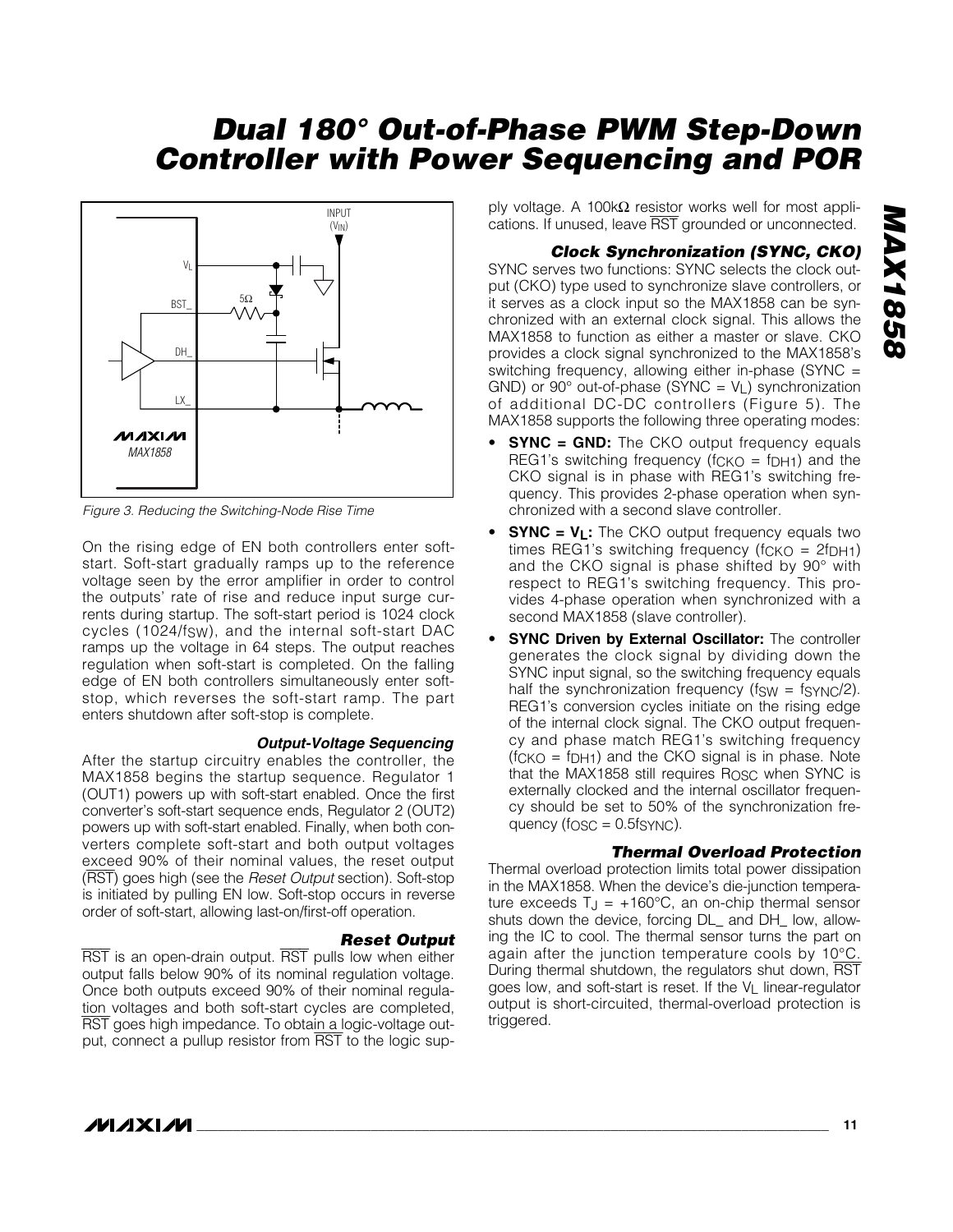Figure 3. Reducing the Switching-Node Rise Time

On the rising edge of EN both controllers enter soft-start. Soft-start gradually ramps up to the reference voltage seen by the error amplifier in order to control the outputs' rate of rise and reduce input surge currents during startup. The soft-start period is 1024 clock cycles ($1024/f_{SW}$), and the internal soft-start DAC ramps up the voltage in 64 steps. The output reaches regulation when soft-start is completed. On the falling edge of EN both controllers simultaneously enter soft-stop, which reverses the soft-start ramp. The part enters shutdown after soft-stop is complete.

### Output-Voltage Sequencing

After the startup circuitry enables the controller, the MAX1858 begins the startup sequence. Regulator 1 (OUT1) powers up with soft-start enabled. Once the first converter's soft-start sequence ends, Regulator 2 (OUT2) powers up with soft-start enabled. Finally, when both converters complete soft-start and both output voltages exceed 90% of their nominal values, the reset output ($\overline{RST}$) goes high (see the *Reset Output* section). Soft-stop is initiated by pulling EN low. Soft-stop occurs in reverse order of soft-start, allowing last-on/first-off operation.

### Reset Output

$\overline{RST}$ is an open-drain output. $\overline{RST}$ pulls low when either output falls below 90% of its nominal regulation voltage. Once both outputs exceed 90% of their nominal regulation voltages and both soft-start cycles are completed, $\overline{RST}$ goes high impedance. To obtain a logic-voltage output, connect a pullup resistor from $\overline{RST}$ to the logic supply voltage. A 100kΩ resistor works well for most applications. If unused, leave $\overline{RST}$ grounded or unconnected.

### Clock Synchronization (SYNC, CKO)

SYNC serves two functions: SYNC selects the clock output (CKO) type used to synchronize slave controllers, or it serves as a clock input so the MAX1858 can be synchronized with an external clock signal. This allows the MAX1858 to function as either a master or slave. CKO provides a clock signal synchronized to the MAX1858's switching frequency, allowing either in-phase (SYNC = GND) or 90° out-of-phase (SYNC = $V_L$) synchronization of additional DC-DC controllers (Figure 5). The MAX1858 supports the following three operating modes:

- **SYNC = GND:** The CKO output frequency equals REG1's switching frequency ($f_{CKO} = f_{DH1}$) and the CKO signal is in phase with REG1's switching frequency. This provides 2-phase operation when synchronized with a second slave controller.
- **SYNC = $V_L$:** The CKO output frequency equals two times REG1's switching frequency ($f_{CKO} = 2f_{DH1}$) and the CKO signal is phase shifted by 90° with respect to REG1's switching frequency. This provides 4-phase operation when synchronized with a second MAX1858 (slave controller).
- **SYNC Driven by External Oscillator:** The controller generates the clock signal by dividing down the SYNC input signal, so the switching frequency equals half the synchronization frequency ($f_{SW} = f_{SYNC}/2$). REG1's conversion cycles initiate on the rising edge of the internal clock signal. The CKO output frequency and phase match REG1's switching frequency ($f_{CKO} = f_{DH1}$) and the CKO signal is in phase. Note that the MAX1858 still requires $R_{OSC}$ when SYNC is externally clocked and the internal oscillator frequency should be set to 50% of the synchronization frequency ($f_{OSC} = 0.5f_{SYNC}$).

### Thermal Overload Protection

Thermal overload protection limits total power dissipation in the MAX1858. When the device's die-junction temperature exceeds $T_J$ = +160°C, an on-chip thermal sensor shuts down the device, forcing DL_ and DH_ low, allowing the IC to cool. The thermal sensor turns the part on again after the junction temperature cools by 10°C. During thermal shutdown, the regulators shut down, $\overline{RST}$ goes low, and soft-start is reset. If the $V_L$ linear-regulator output is short-circuited, thermal-overload protection is triggered.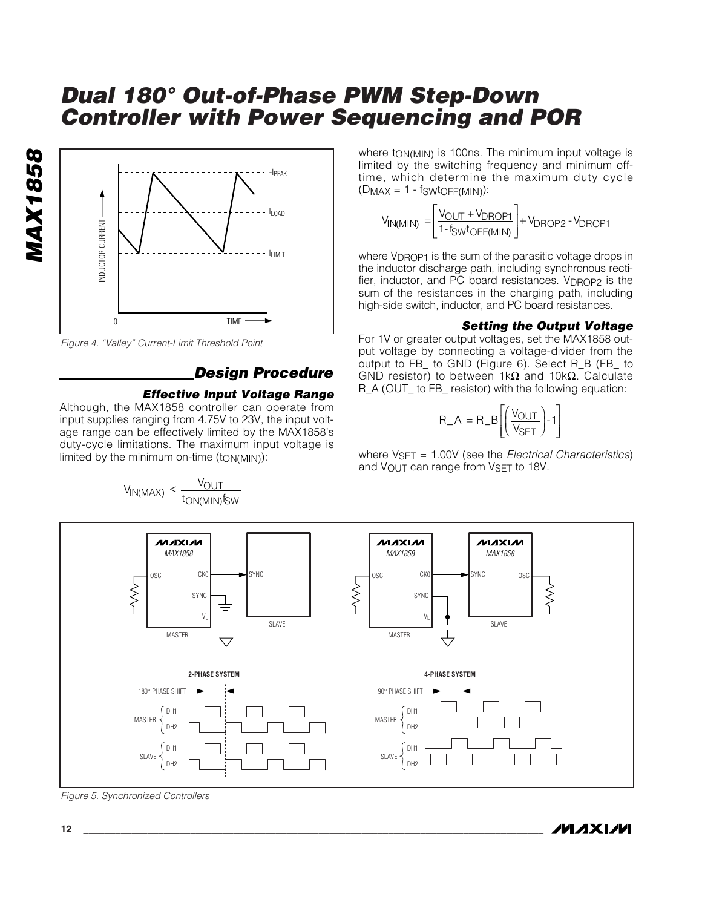Figure 4. "Valley" Current-Limit Threshold Point

## Design Procedure

### Effective Input Voltage Range

Although, the MAX1858 controller can operate from input supplies ranging from 4.75V to 23V, the input voltage range can be effectively limited by the MAX1858's duty-cycle limitations. The maximum input voltage is limited by the minimum on-time ($t_{ON(MIN)}$):

$$V_{IN(MAX)} \leq \frac{V_{OUT}}{t_{ON(MIN)} f_{SW}}$$

where $t_{ON(MIN)}$ is 100ns. The minimum input voltage is limited by the switching frequency and minimum off-time, which determine the maximum duty cycle ($D_{MAX} = 1 - f_{SW} t_{OFF(MIN)}$):

$$V_{IN(MIN)} = \left[\frac{V_{OUT} + V_{DROP1}}{1 - f_{SW} t_{OFF(MIN)}}\right] + V_{DROP2} - V_{DROP1}$$

where $V_{DROP1}$ is the sum of the parasitic voltage drops in the inductor discharge path, including synchronous rectifier, inductor, and PC board resistances. $V_{DROP2}$ is the sum of the resistances in the charging path, including high-side switch, inductor, and PC board resistances.

### Setting the Output Voltage

For 1V or greater output voltages, set the MAX1858 output voltage by connecting a voltage-divider from the output to FB_ to GND (Figure 6). Select R_B (FB_ to GND resistor) to between 1kΩ and 10kΩ. Calculate R_A (OUT_ to FB_ resistor) with the following equation:

$$R\_A = R\_B\left[\left(\frac{V_{OUT}}{V_{SET}}\right) - 1\right]$$

where $V_{SET}$ = 1.00V (see the *Electrical Characteristics*) and $V_{OUT}$ can range from $V_{SET}$ to 18V.

Figure 5. Synchronized Controllers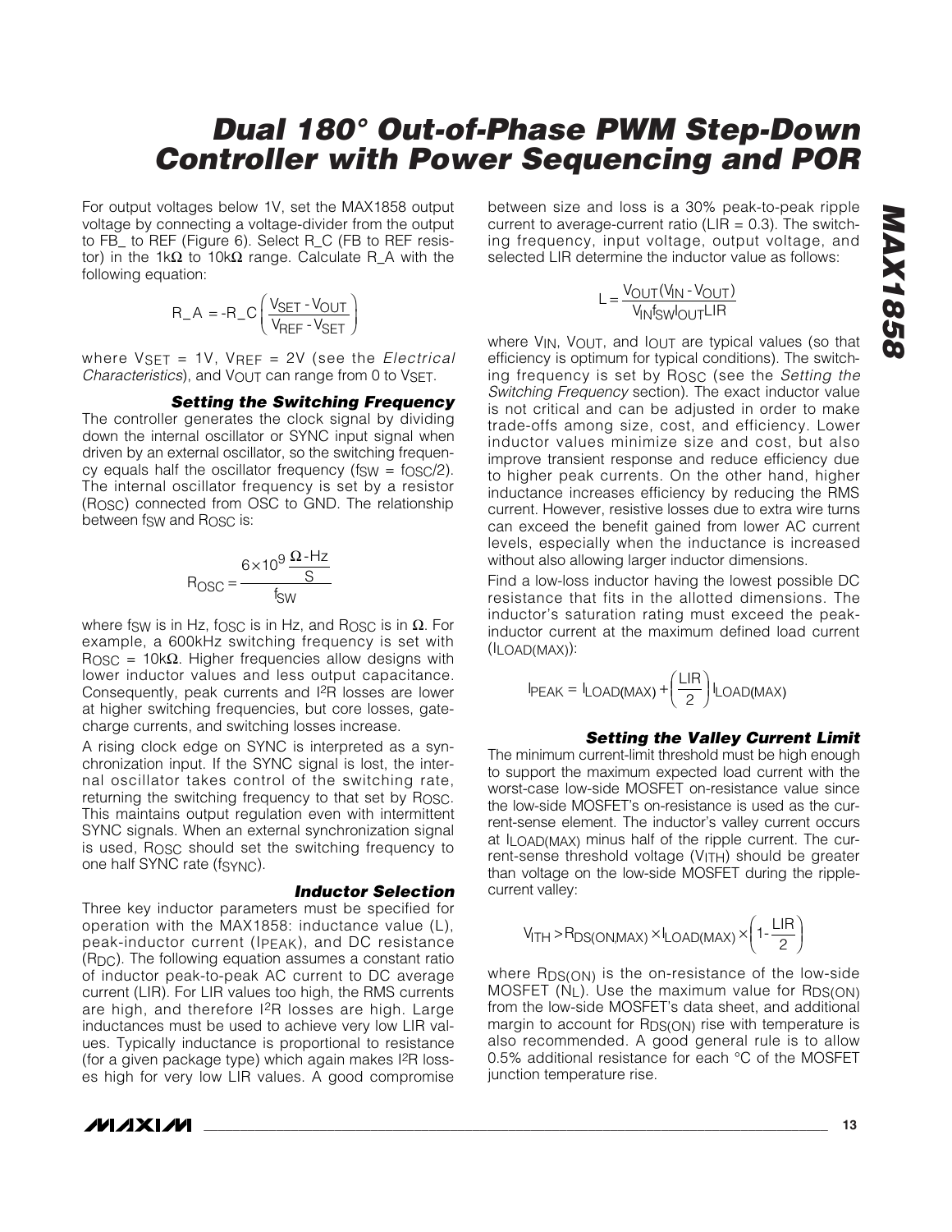For output voltages below 1V, set the MAX1858 output voltage by connecting a voltage-divider from the output to FB_ to REF (Figure 6). Select R_C (FB to REF resistor) in the 1kΩ to 10kΩ range. Calculate R_A with the following equation:

$$R\_A = -R\_C\left(\frac{V_{SET} - V_{OUT}}{V_{REF} - V_{SET}}\right)$$

where $V_{SET}$ = 1V, $V_{REF}$ = 2V (see the *Electrical Characteristics*), and $V_{OUT}$ can range from 0 to $V_{SET}$.

### *Setting the Switching Frequency*

The controller generates the clock signal by dividing down the internal oscillator or SYNC input signal when driven by an external oscillator, so the switching frequency equals half the oscillator frequency ($f_{SW} = f_{OSC}/2$). The internal oscillator frequency is set by a resistor ($R_{OSC}$) connected from OSC to GND. The relationship between $f_{SW}$ and $R_{OSC}$ is:

$$R_{OSC} = \frac{6 \times 10^9 \dfrac{\Omega\text{-Hz}}{S}}{f_{SW}}$$

where $f_{SW}$ is in Hz, $f_{OSC}$ is in Hz, and $R_{OSC}$ is in Ω. For example, a 600kHz switching frequency is set with $R_{OSC}$ = 10kΩ. Higher frequencies allow designs with lower inductor values and less output capacitance. Consequently, peak currents and $I^2R$ losses are lower at higher switching frequencies, but core losses, gate-charge currents, and switching losses increase.

A rising clock edge on SYNC is interpreted as a synchronization input. If the SYNC signal is lost, the internal oscillator takes control of the switching rate, returning the switching frequency to that set by $R_{OSC}$. This maintains output regulation even with intermittent SYNC signals. When an external synchronization signal is used, $R_{OSC}$ should set the switching frequency to one half SYNC rate ($f_{SYNC}$).

### *Inductor Selection*

Three key inductor parameters must be specified for operation with the MAX1858: inductance value (L), peak-inductor current ($I_{PEAK}$), and DC resistance ($R_{DC}$). The following equation assumes a constant ratio of inductor peak-to-peak AC current to DC average current (LIR). For LIR values too high, the RMS currents are high, and therefore $I^2R$ losses are high. Large inductances must be used to achieve very low LIR values. Typically inductance is proportional to resistance (for a given package type) which again makes $I^2R$ losses high for very low LIR values. A good compromise between size and loss is a 30% peak-to-peak ripple current to average-current ratio (LIR = 0.3). The switching frequency, input voltage, output voltage, and selected LIR determine the inductor value as follows:

$$L = \frac{V_{OUT}(V_{IN} - V_{OUT})}{V_{IN} f_{SW} I_{OUT} LIR}$$

where $V_{IN}$, $V_{OUT}$, and $I_{OUT}$ are typical values (so that efficiency is optimum for typical conditions). The switching frequency is set by $R_{OSC}$ (see the *Setting the Switching Frequency* section). The exact inductor value is not critical and can be adjusted in order to make trade-offs among size, cost, and efficiency. Lower inductor values minimize size and cost, but also improve transient response and reduce efficiency due to higher peak currents. On the other hand, higher inductance increases efficiency by reducing the RMS current. However, resistive losses due to extra wire turns can exceed the benefit gained from lower AC current levels, especially when the inductance is increased without also allowing larger inductor dimensions.

Find a low-loss inductor having the lowest possible DC resistance that fits in the allotted dimensions. The inductor's saturation rating must exceed the peak-inductor current at the maximum defined load current ($I_{LOAD(MAX)}$):

$$I_{PEAK} = I_{LOAD(MAX)} + \left(\frac{LIR}{2}\right) I_{LOAD(MAX)}$$

### *Setting the Valley Current Limit*

The minimum current-limit threshold must be high enough to support the maximum expected load current with the worst-case low-side MOSFET on-resistance value since the low-side MOSFET's on-resistance is used as the current-sense element. The inductor's valley current occurs at $I_{LOAD(MAX)}$ minus half of the ripple current. The current-sense threshold voltage ($V_{ITH}$) should be greater than voltage on the low-side MOSFET during the ripple-current valley:

$$V_{ITH} > R_{DS(ON,MAX)} \times I_{LOAD(MAX)} \times \left(1 - \frac{LIR}{2}\right)$$

where $R_{DS(ON)}$ is the on-resistance of the low-side MOSFET ($N_L$). Use the maximum value for $R_{DS(ON)}$ from the low-side MOSFET's data sheet, and additional margin to account for $R_{DS(ON)}$ rise with temperature is also recommended. A good general rule is to allow 0.5% additional resistance for each °C of the MOSFET junction temperature rise.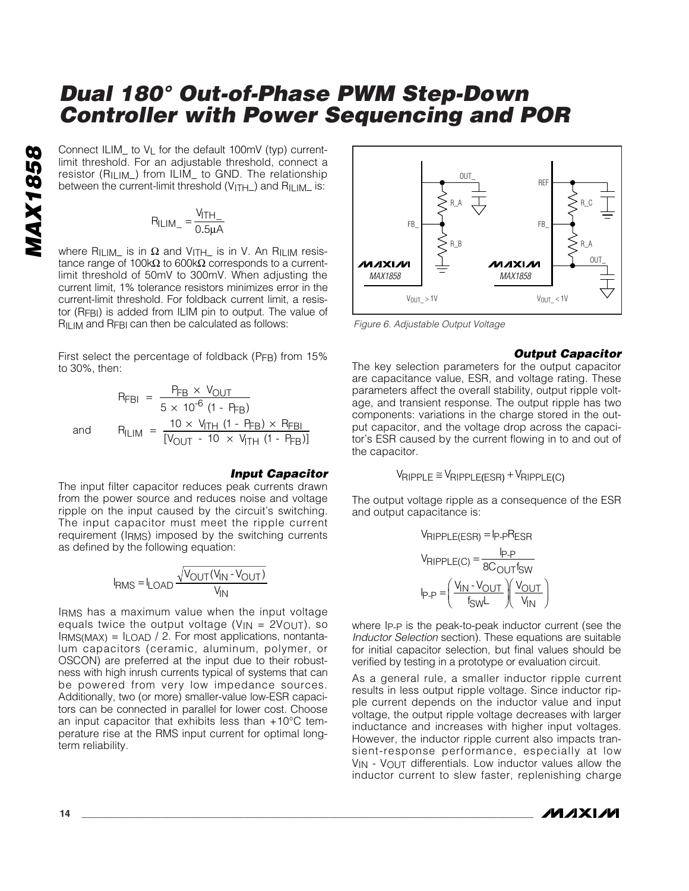Connect ILIM_ to $V_L$ for the default 100mV (typ) current-limit threshold. For an adjustable threshold, connect a resistor ($R_{ILIM\_}$) from ILIM_ to GND. The relationship between the current-limit threshold ($V_{ITH\_}$) and $R_{ILIM\_}$ is:

$$R_{ILIM\_} = \frac{V_{ITH\_}}{0.5\mu A}$$

where $R_{ILIM\_}$ is in Ω and $V_{ITH\_}$ is in V. An $R_{ILIM}$ resistance range of 100kΩ to 600kΩ corresponds to a current-limit threshold of 50mV to 300mV. When adjusting the current limit, 1% tolerance resistors minimizes error in the current-limit threshold. For foldback current limit, a resistor ($R_{FBI}$) is added from ILIM pin to output. The value of $R_{ILIM}$ and $R_{FBI}$ can then be calculated as follows:

First select the percentage of foldback ($P_{FB}$) from 15% to 30%, then:

$$R_{FBI} = \frac{P_{FB} \times V_{OUT}}{5 \times 10^{-6} (1 - P_{FB})}$$

and

$$R_{ILIM} = \frac{10 \times V_{ITH} (1 - P_{FB}) \times R_{FBI}}{[V_{OUT} - 10 \times V_{ITH} (1 - P_{FB})]}$$

### Input Capacitor

The input filter capacitor reduces peak currents drawn from the power source and reduces noise and voltage ripple on the input caused by the circuit's switching. The input capacitor must meet the ripple current requirement ($I_{RMS}$) imposed by the switching currents as defined by the following equation:

$$I_{RMS} = I_{LOAD} \frac{\sqrt{V_{OUT}(V_{IN} - V_{OUT})}}{V_{IN}}$$

$I_{RMS}$ has a maximum value when the input voltage equals twice the output voltage ($V_{IN} = 2V_{OUT}$), so $I_{RMS(MAX)} = I_{LOAD} / 2$. For most applications, nontantalum capacitors (ceramic, aluminum, polymer, or OSCON) are preferred at the input due to their robustness with high inrush currents typical of systems that can be powered from very low impedance sources. Additionally, two (or more) smaller-value low-ESR capacitors can be connected in parallel for lower cost. Choose an input capacitor that exhibits less than +10°C temperature rise at the RMS input current for optimal long-term reliability.

Figure 6. Adjustable Output Voltage

### Output Capacitor

The key selection parameters for the output capacitor are capacitance value, ESR, and voltage rating. These parameters affect the overall stability, output ripple voltage, and transient response. The output ripple has two components: variations in the charge stored in the output capacitor, and the voltage drop across the capacitor's ESR caused by the current flowing in to and out of the capacitor.

$$V_{RIPPLE} \cong V_{RIPPLE(ESR)} + V_{RIPPLE(C)}$$

The output voltage ripple as a consequence of the ESR and output capacitance is:

$$V_{RIPPLE(ESR)} = I_{P\text{-}P} R_{ESR}$$

$$V_{RIPPLE(C)} = \frac{I_{P\text{-}P}}{8 C_{OUT} f_{SW}}$$

$$I_{P\text{-}P} = \left(\frac{V_{IN} - V_{OUT}}{f_{SW} L}\right)\left(\frac{V_{OUT}}{V_{IN}}\right)$$

where $I_{P\text{-}P}$ is the peak-to-peak inductor current (see the *Inductor Selection* section). These equations are suitable for initial capacitor selection, but final values should be verified by testing in a prototype or evaluation circuit.

As a general rule, a smaller inductor ripple current results in less output ripple voltage. Since inductor ripple current depends on the inductor value and input voltage, the output ripple voltage decreases with larger inductance and increases with higher input voltages. However, the inductor ripple current also impacts transient-response performance, especially at low $V_{IN}$ - $V_{OUT}$ differentials. Low inductor values allow the inductor current to slew faster, replenishing charge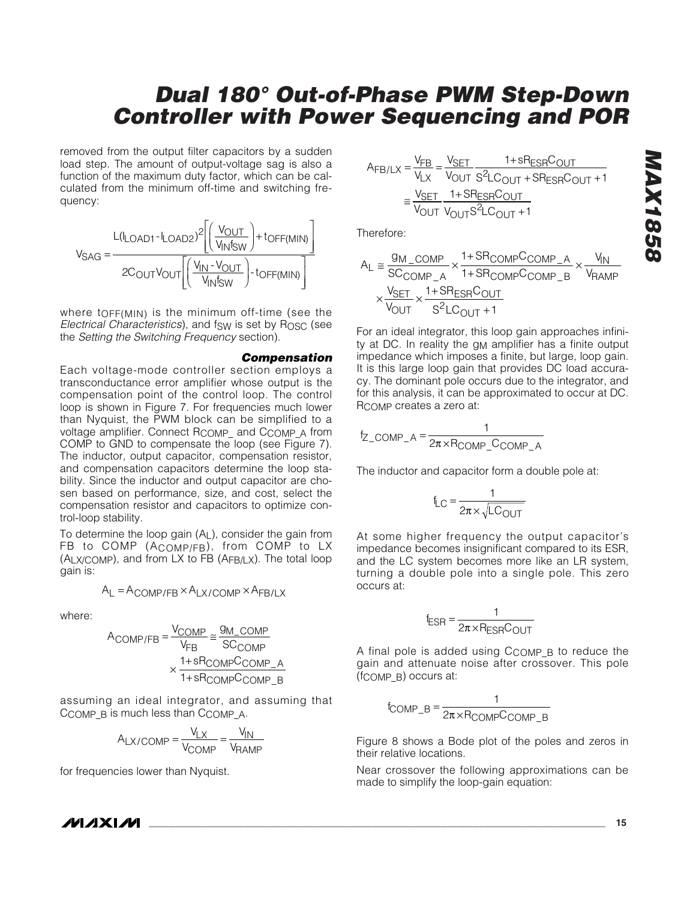removed from the output filter capacitors by a sudden load step. The amount of output-voltage sag is also a function of the maximum duty factor, which can be calculated from the minimum off-time and switching frequency:

$$V_{SAG} = \frac{L(I_{LOAD1} - I_{LOAD2})^2 \left[\left(\frac{V_{OUT}}{V_{IN}f_{SW}}\right) + t_{OFF(MIN)}\right]}{2C_{OUT}V_{OUT}\left[\left(\frac{V_{IN} - V_{OUT}}{V_{IN}f_{SW}}\right) - t_{OFF(MIN)}\right]}$$

where $t_{OFF(MIN)}$ is the minimum off-time (see the *Electrical Characteristics*), and $f_{SW}$ is set by $R_{OSC}$ (see the *Setting the Switching Frequency* section).

### *Compensation*

Each voltage-mode controller section employs a transconductance error amplifier whose output is the compensation point of the control loop. The control loop is shown in Figure 7. For frequencies much lower than Nyquist, the PWM block can be simplified to a voltage amplifier. Connect $R_{COMP\_}$ and $C_{COMP\_A}$ from COMP to GND to compensate the loop (see Figure 7). The inductor, output capacitor, compensation resistor, and compensation capacitors determine the loop stability. Since the inductor and output capacitor are chosen based on performance, size, and cost, select the compensation resistor and capacitors to optimize control-loop stability.

To determine the loop gain ($A_L$), consider the gain from FB to COMP ($A_{COMP/FB}$), from COMP to LX ($A_{LX/COMP}$), and from LX to FB ($A_{FB/LX}$). The total loop gain is:

$$A_L = A_{COMP/FB} \times A_{LX/COMP} \times A_{FB/LX}$$

where:

$$A_{COMP/FB} = \frac{V_{COMP}}{V_{FB}} \cong \frac{g_{M\_COMP}}{SC_{COMP}} \times \frac{1 + sR_{COMP}C_{COMP\_A}}{1 + sR_{COMP}C_{COMP\_B}}$$

assuming an ideal integrator, and assuming that $C_{COMP\_B}$ is much less than $C_{COMP\_A}$.

$$A_{LX/COMP} = \frac{V_{LX}}{V_{COMP}} = \frac{V_{IN}}{V_{RAMP}}$$

for frequencies lower than Nyquist.

$$A_{FB/LX} = \frac{V_{FB}}{V_{LX}} = \frac{V_{SET}}{V_{OUT}} \frac{1 + sR_{ESR}C_{OUT}}{S^2LC_{OUT} + SR_{ESR}C_{OUT} + 1} \cong \frac{V_{SET}}{V_{OUT}} \frac{1 + SR_{ESR}C_{OUT}}{V_{OUT}S^2LC_{OUT} + 1}$$

Therefore:

$$A_L \cong \frac{g_{M\_COMP}}{SC_{COMP\_A}} \times \frac{1 + SR_{COMP}C_{COMP\_A}}{1 + SR_{COMP}C_{COMP\_B}} \times \frac{V_{IN}}{V_{RAMP}} \times \frac{V_{SET}}{V_{OUT}} \times \frac{1 + SR_{ESR}C_{OUT}}{S^2LC_{OUT} + 1}$$

For an ideal integrator, this loop gain approaches infinity at DC. In reality the $g_M$ amplifier has a finite output impedance which imposes a finite, but large, loop gain. It is this large loop gain that provides DC load accuracy. The dominant pole occurs due to the integrator, and for this analysis, it can be approximated to occur at DC. $R_{COMP}$ creates a zero at:

$$f_{Z\_COMP\_A} = \frac{1}{2\pi \times R_{COMP\_}C_{COMP\_A}}$$

The inductor and capacitor form a double pole at:

$$f_{LC} = \frac{1}{2\pi \times \sqrt{LC_{OUT}}}$$

At some higher frequency the output capacitor's impedance becomes insignificant compared to its ESR, and the LC system becomes more like an LR system, turning a double pole into a single pole. This zero occurs at:

$$f_{ESR} = \frac{1}{2\pi \times R_{ESR}C_{OUT}}$$

A final pole is added using $C_{COMP\_B}$ to reduce the gain and attenuate noise after crossover. This pole ($f_{COMP\_B}$) occurs at:

$$f_{COMP\_B} = \frac{1}{2\pi \times R_{COMP}C_{COMP\_B}}$$

Figure 8 shows a Bode plot of the poles and zeros in their relative locations.

Near crossover the following approximations can be made to simplify the loop-gain equation: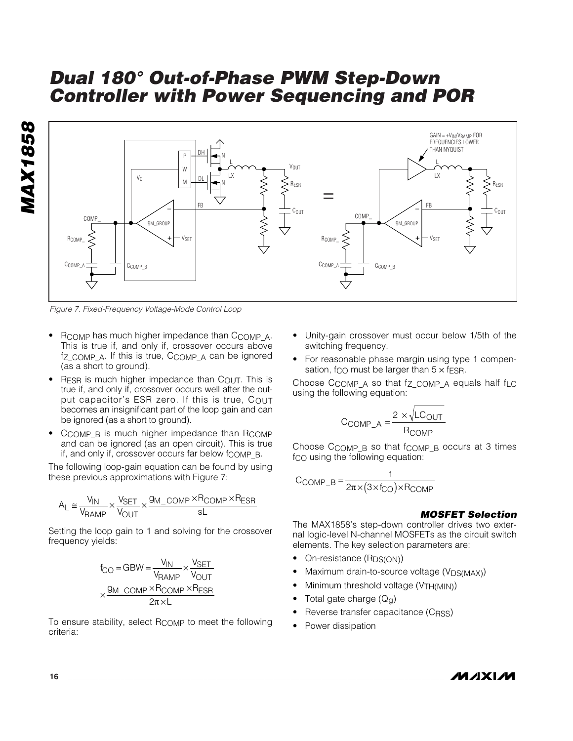*Figure 7. Fixed-Frequency Voltage-Mode Control Loop*

- $R_{COMP}$ has much higher impedance than $C_{COMP\_A}$. This is true if, and only if, crossover occurs above $f_{Z\_COMP\_A}$. If this is true, $C_{COMP\_A}$ can be ignored (as a short to ground).
- $R_{ESR}$ is much higher impedance than $C_{OUT}$. This is true if, and only if, crossover occurs well after the output capacitor's ESR zero. If this is true, $C_{OUT}$ becomes an insignificant part of the loop gain and can be ignored (as a short to ground).
- $C_{COMP\_B}$ is much higher impedance than $R_{COMP}$ and can be ignored (as an open circuit). This is true if, and only if, crossover occurs far below $f_{COMP\_B}$.

The following loop-gain equation can be found by using these previous approximations with Figure 7:

$$A_L \cong \frac{V_{IN}}{V_{RAMP}} \times \frac{V_{SET}}{V_{OUT}} \times \frac{g_{M\_COMP} \times R_{COMP} \times R_{ESR}}{sL}$$

Setting the loop gain to 1 and solving for the crossover frequency yields:

$$f_{CO} = GBW = \frac{V_{IN}}{V_{RAMP}} \times \frac{V_{SET}}{V_{OUT}} \times \frac{g_{M\_COMP} \times R_{COMP} \times R_{ESR}}{2\pi \times L}$$

To ensure stability, select $R_{COMP}$ to meet the following criteria:

- Unity-gain crossover must occur below 1/5th of the switching frequency.
- For reasonable phase margin using type 1 compensation, $f_{CO}$ must be larger than $5 \times f_{ESR}$.

Choose $C_{COMP\_A}$ so that $f_{Z\_COMP\_A}$ equals half $f_{LC}$ using the following equation:

$$C_{COMP\_A} = \frac{2 \times \sqrt{LC_{OUT}}}{R_{COMP}}$$

Choose $C_{COMP\_B}$ so that $f_{COMP\_B}$ occurs at 3 times $f_{CO}$ using the following equation:

$$C_{COMP\_B} = \frac{1}{2\pi \times (3 \times f_{CO}) \times R_{COMP}}$$

### *MOSFET Selection*

The MAX1858's step-down controller drives two external logic-level N-channel MOSFETs as the circuit switch elements. The key selection parameters are:

- On-resistance ($R_{DS(ON)}$)
- Maximum drain-to-source voltage ($V_{DS(MAX)}$)
- Minimum threshold voltage ($V_{TH(MIN)}$)
- Total gate charge ($Q_g$)
- Reverse transfer capacitance ($C_{RSS}$)
- Power dissipation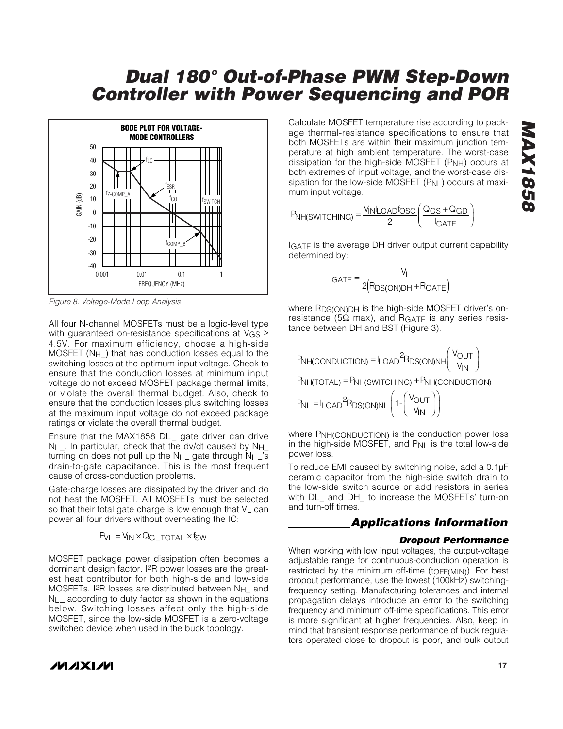Figure 8. Voltage-Mode Loop Analysis

All four N-channel MOSFETs must be a logic-level type with guaranteed on-resistance specifications at $V_{GS} \geq 4.5V$. For maximum efficiency, choose a high-side MOSFET ($N_{H\_}$) that has conduction losses equal to the switching losses at the optimum input voltage. Check to ensure that the conduction losses at minimum input voltage do not exceed MOSFET package thermal limits, or violate the overall thermal budget. Also, check to ensure that the conduction losses plus switching losses at the maximum input voltage do not exceed package ratings or violate the overall thermal budget.

Ensure that the MAX1858 DL_ gate driver can drive $N_{L\_}$. In particular, check that the dv/dt caused by $N_{H\_}$ turning on does not pull up the $N_{L\_}$ gate through $N_{L\_}$'s drain-to-gate capacitance. This is the most frequent cause of cross-conduction problems.

Gate-charge losses are dissipated by the driver and do not heat the MOSFET. All MOSFETs must be selected so that their total gate charge is low enough that $V_L$ can power all four drivers without overheating the IC:

$$P_{VL} = V_{IN} \times Q_{G\_TOTAL} \times f_{SW}$$

MOSFET package power dissipation often becomes a dominant design factor. $I^2R$ power losses are the greatest heat contributor for both high-side and low-side MOSFETs. $I^2R$ losses are distributed between $N_{H\_}$ and $N_{L\_}$ according to duty factor as shown in the equations below. Switching losses affect only the high-side MOSFET, since the low-side MOSFET is a zero-voltage switched device when used in the buck topology.

Calculate MOSFET temperature rise according to package thermal-resistance specifications to ensure that both MOSFETs are within their maximum junction temperature at high ambient temperature. The worst-case dissipation for the high-side MOSFET ($P_{NH}$) occurs at both extremes of input voltage, and the worst-case dissipation for the low-side MOSFET ($P_{NL}$) occurs at maximum input voltage.

$$P_{NH(SWITCHING)} = \frac{V_{IN} I_{LOAD} f_{OSC}}{2} \left( \frac{Q_{GS} + Q_{GD}}{I_{GATE}} \right)$$

$I_{GATE}$ is the average DH driver output current capability determined by:

$$I_{GATE} = \frac{V_L}{2\left(R_{DS(ON)DH} + R_{GATE}\right)}$$

where $R_{DS(ON)DH}$ is the high-side MOSFET driver's on-resistance (5Ω max), and $R_{GATE}$ is any series resistance between DH and BST (Figure 3).

$$P_{NH(CONDUCTION)} = I_{LOAD}^2 R_{DS(ON)NH} \left( \frac{V_{OUT}}{V_{IN}} \right)$$

$$P_{NH(TOTAL)} = P_{NH(SWITCHING)} + P_{NH(CONDUCTION)}$$

$$P_{NL} = I_{LOAD}^2 R_{DS(ON)NL} \left( 1 - \left( \frac{V_{OUT}}{V_{IN}} \right) \right)$$

where $P_{NH(CONDUCTION)}$ is the conduction power loss in the high-side MOSFET, and $P_{NL}$ is the total low-side power loss.

To reduce EMI caused by switching noise, add a 0.1µF ceramic capacitor from the high-side switch drain to the low-side switch source or add resistors in series with DL_ and DH_ to increase the MOSFETs' turn-on and turn-off times.

## Applications Information

### Dropout Performance

When working with low input voltages, the output-voltage adjustable range for continuous-conduction operation is restricted by the minimum off-time ($t_{OFF(MIN)}$). For best dropout performance, use the lowest (100kHz) switching-frequency setting. Manufacturing tolerances and internal propagation delays introduce an error to the switching frequency and minimum off-time specifications. This error is more significant at higher frequencies. Also, keep in mind that transient response performance of buck regulators operated close to dropout is poor, and bulk output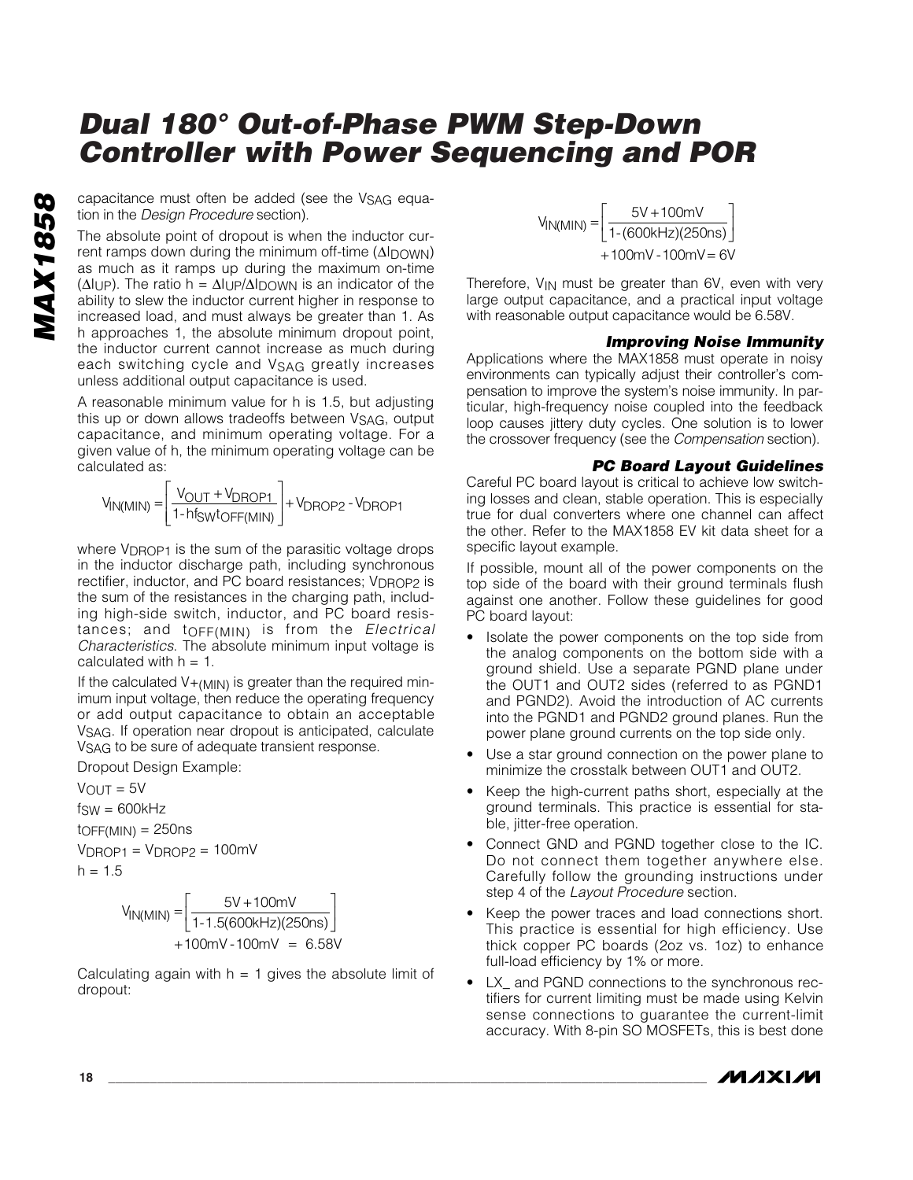capacitance must often be added (see the $V_{SAG}$ equation in the *Design Procedure* section).

The absolute point of dropout is when the inductor current ramps down during the minimum off-time ($\Delta I_{DOWN}$) as much as it ramps up during the maximum on-time ($\Delta I_{UP}$). The ratio $h = \Delta I_{UP}/\Delta I_{DOWN}$ is an indicator of the ability to slew the inductor current higher in response to increased load, and must always be greater than 1. As h approaches 1, the absolute minimum dropout point, the inductor current cannot increase as much during each switching cycle and $V_{SAG}$ greatly increases unless additional output capacitance is used.

A reasonable minimum value for h is 1.5, but adjusting this up or down allows tradeoffs between $V_{SAG}$, output capacitance, and minimum operating voltage. For a given value of h, the minimum operating voltage can be calculated as:

$$V_{IN(MIN)} = \left[\frac{V_{OUT} + V_{DROP1}}{1 - hf_{SW}t_{OFF(MIN)}}\right] + V_{DROP2} - V_{DROP1}$$

where $V_{DROP1}$ is the sum of the parasitic voltage drops in the inductor discharge path, including synchronous rectifier, inductor, and PC board resistances; $V_{DROP2}$ is the sum of the resistances in the charging path, including high-side switch, inductor, and PC board resistances; and $t_{OFF(MIN)}$ is from the *Electrical Characteristics*. The absolute minimum input voltage is calculated with h = 1.

If the calculated $V+_{(MIN)}$ is greater than the required minimum input voltage, then reduce the operating frequency or add output capacitance to obtain an acceptable $V_{SAG}$. If operation near dropout is anticipated, calculate $V_{SAG}$ to be sure of adequate transient response.

Dropout Design Example:

$V_{OUT} = 5V$

$f_{SW} = 600kHz$

$t_{OFF(MIN)} = 250ns$

$V_{DROP1} = V_{DROP2} = 100mV$

$h = 1.5$

$$V_{IN(MIN)} = \left[\frac{5V + 100mV}{1 - 1.5(600kHz)(250ns)}\right] + 100mV - 100mV = 6.58V$$

Calculating again with h = 1 gives the absolute limit of dropout:

$$V_{IN(MIN)} = \left[\frac{5V + 100mV}{1 - (600kHz)(250ns)}\right] + 100mV - 100mV = 6V$$

Therefore, $V_{IN}$ must be greater than 6V, even with very large output capacitance, and a practical input voltage with reasonable output capacitance would be 6.58V.

### Improving Noise Immunity

Applications where the MAX1858 must operate in noisy environments can typically adjust their controller's compensation to improve the system's noise immunity. In particular, high-frequency noise coupled into the feedback loop causes jittery duty cycles. One solution is to lower the crossover frequency (see the *Compensation* section).

### PC Board Layout Guidelines

Careful PC board layout is critical to achieve low switching losses and clean, stable operation. This is especially true for dual converters where one channel can affect the other. Refer to the MAX1858 EV kit data sheet for a specific layout example.

If possible, mount all of the power components on the top side of the board with their ground terminals flush against one another. Follow these guidelines for good PC board layout:

- Isolate the power components on the top side from the analog components on the bottom side with a ground shield. Use a separate PGND plane under the OUT1 and OUT2 sides (referred to as PGND1 and PGND2). Avoid the introduction of AC currents into the PGND1 and PGND2 ground planes. Run the power plane ground currents on the top side only.
- Use a star ground connection on the power plane to minimize the crosstalk between OUT1 and OUT2.
- Keep the high-current paths short, especially at the ground terminals. This practice is essential for stable, jitter-free operation.
- Connect GND and PGND together close to the IC. Do not connect them together anywhere else. Carefully follow the grounding instructions under step 4 of the *Layout Procedure* section.
- Keep the power traces and load connections short. This practice is essential for high efficiency. Use thick copper PC boards (2oz vs. 1oz) to enhance full-load efficiency by 1% or more.
- LX_ and PGND connections to the synchronous rectifiers for current limiting must be made using Kelvin sense connections to guarantee the current-limit accuracy. With 8-pin SO MOSFETs, this is best done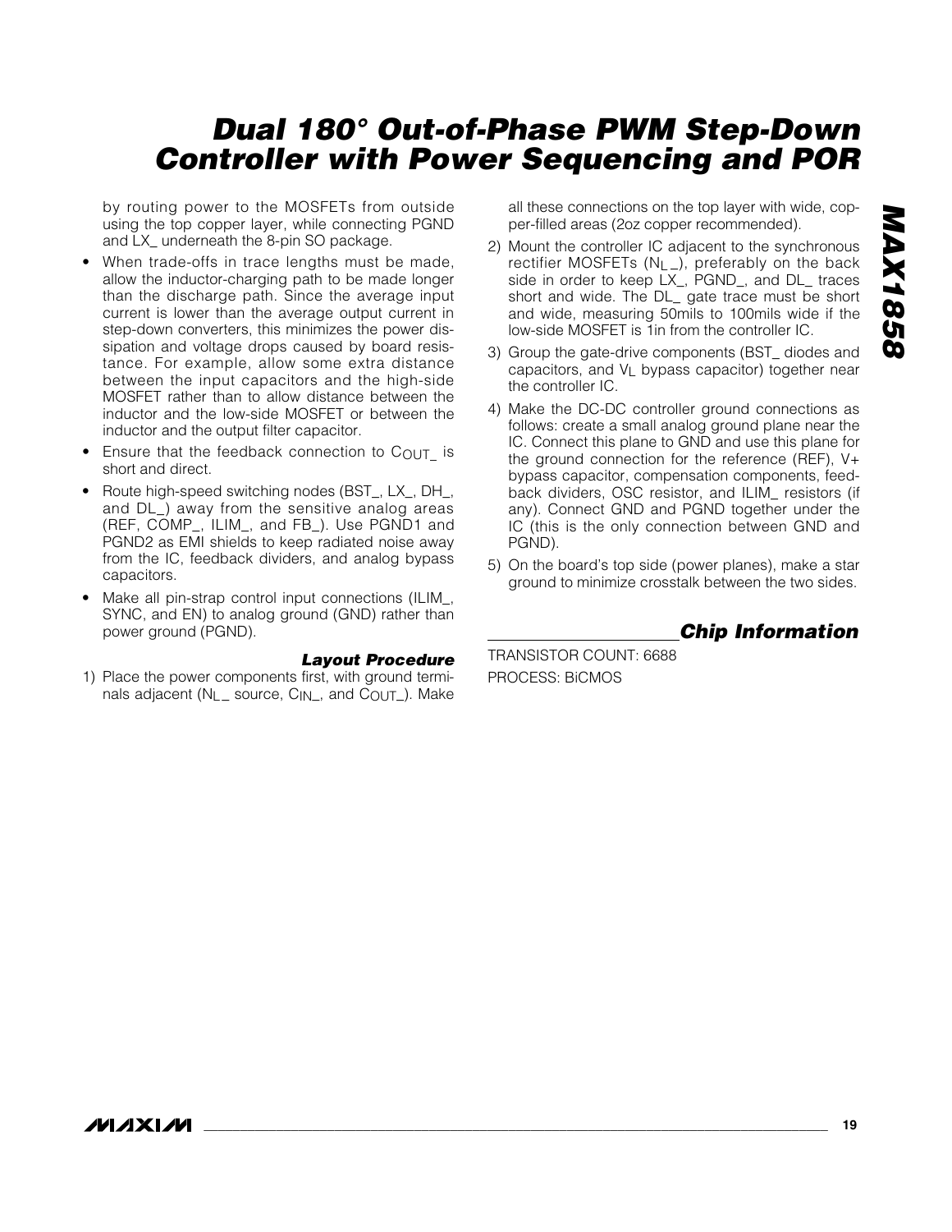by routing power to the MOSFETs from outside using the top copper layer, while connecting PGND and LX_ underneath the 8-pin SO package.

- When trade-offs in trace lengths must be made, allow the inductor-charging path to be made longer than the discharge path. Since the average input current is lower than the average output current in step-down converters, this minimizes the power dissipation and voltage drops caused by board resistance. For example, allow some extra distance between the input capacitors and the high-side MOSFET rather than to allow distance between the inductor and the low-side MOSFET or between the inductor and the output filter capacitor.
- Ensure that the feedback connection to $C_{OUT\_}$ is short and direct.
- Route high-speed switching nodes (BST_, LX_, DH_, and DL_) away from the sensitive analog areas (REF, COMP_, ILIM_, and FB_). Use PGND1 and PGND2 as EMI shields to keep radiated noise away from the IC, feedback dividers, and analog bypass capacitors.
- Make all pin-strap control input connections (ILIM_, SYNC, and EN) to analog ground (GND) rather than power ground (PGND).

### Layout Procedure

1) Place the power components first, with ground terminals adjacent ($N_{L\_}$ source, $C_{IN\_}$, and $C_{OUT\_}$). Make all these connections on the top layer with wide, copper-filled areas (2oz copper recommended).
2) Mount the controller IC adjacent to the synchronous rectifier MOSFETs ($N_{L\_}$), preferably on the back side in order to keep LX_, PGND_, and DL_ traces short and wide. The DL_ gate trace must be short and wide, measuring 50mils to 100mils wide if the low-side MOSFET is 1in from the controller IC.
3) Group the gate-drive components (BST_ diodes and capacitors, and $V_L$ bypass capacitor) together near the controller IC.
4) Make the DC-DC controller ground connections as follows: create a small analog ground plane near the IC. Connect this plane to GND and use this plane for the ground connection for the reference (REF), V+ bypass capacitor, compensation components, feedback dividers, OSC resistor, and ILIM_ resistors (if any). Connect GND and PGND together under the IC (this is the only connection between GND and PGND).
5) On the board's top side (power planes), make a star ground to minimize crosstalk between the two sides.

## Chip Information

TRANSISTOR COUNT: 6688

PROCESS: BiCMOS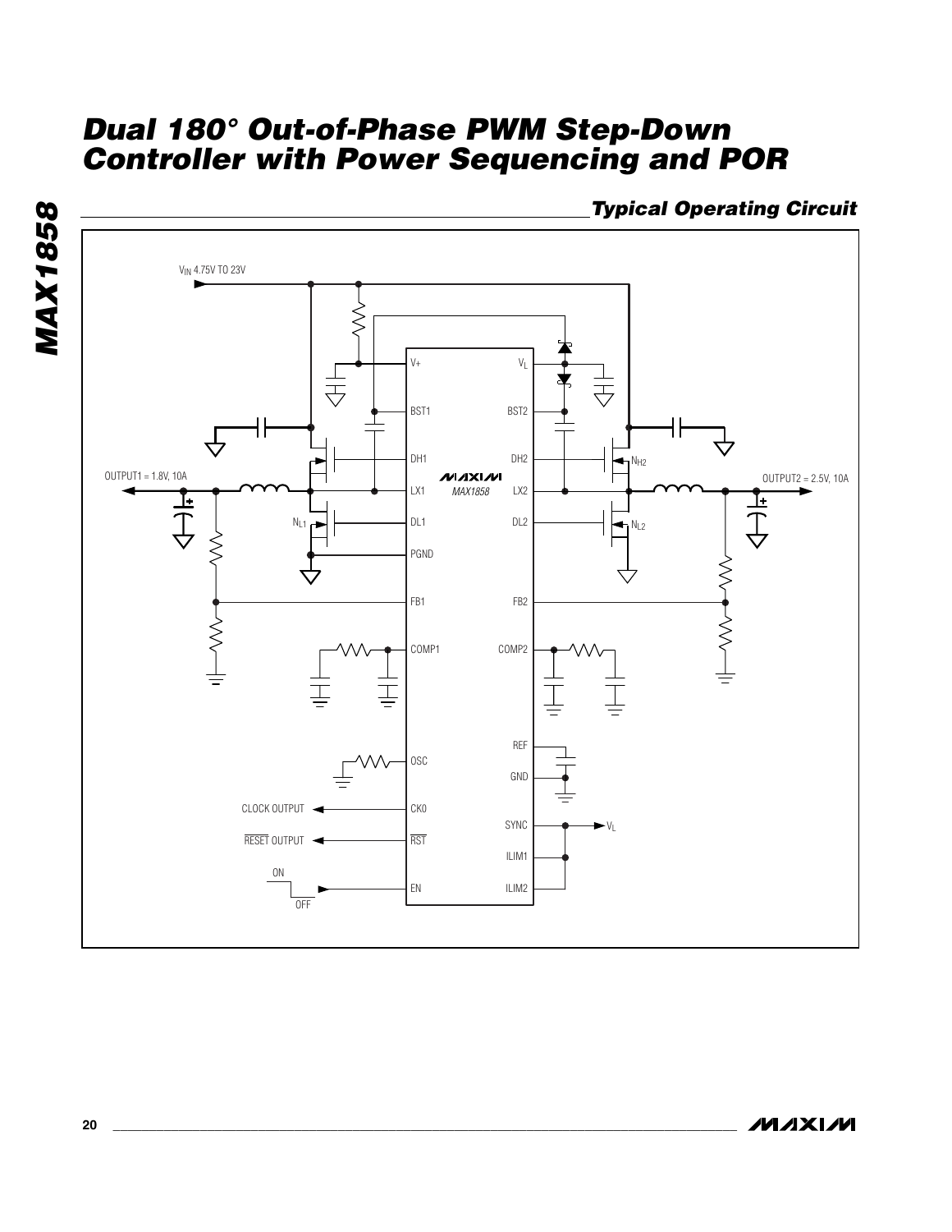## Typical Operating Circuit

$V_{IN}$ 4.75V TO 23V

V+, $V_L$, BST1, BST2, DH1, DH2, LX1, LX2, DL1, DL2, PGND, FB1, FB2, COMP1, COMP2, REF, OSC, GND, CKO, SYNC, RST, ILIM1, EN, ILIM2

MAXIM MAX1858

OUTPUT1 = 1.8V, 10A

OUTPUT2 = 2.5V, 10A

$N_{H2}$, $N_{L1}$, $N_{L2}$

CLOCK OUTPUT

RESET OUTPUT

ON / OFF

$V_L$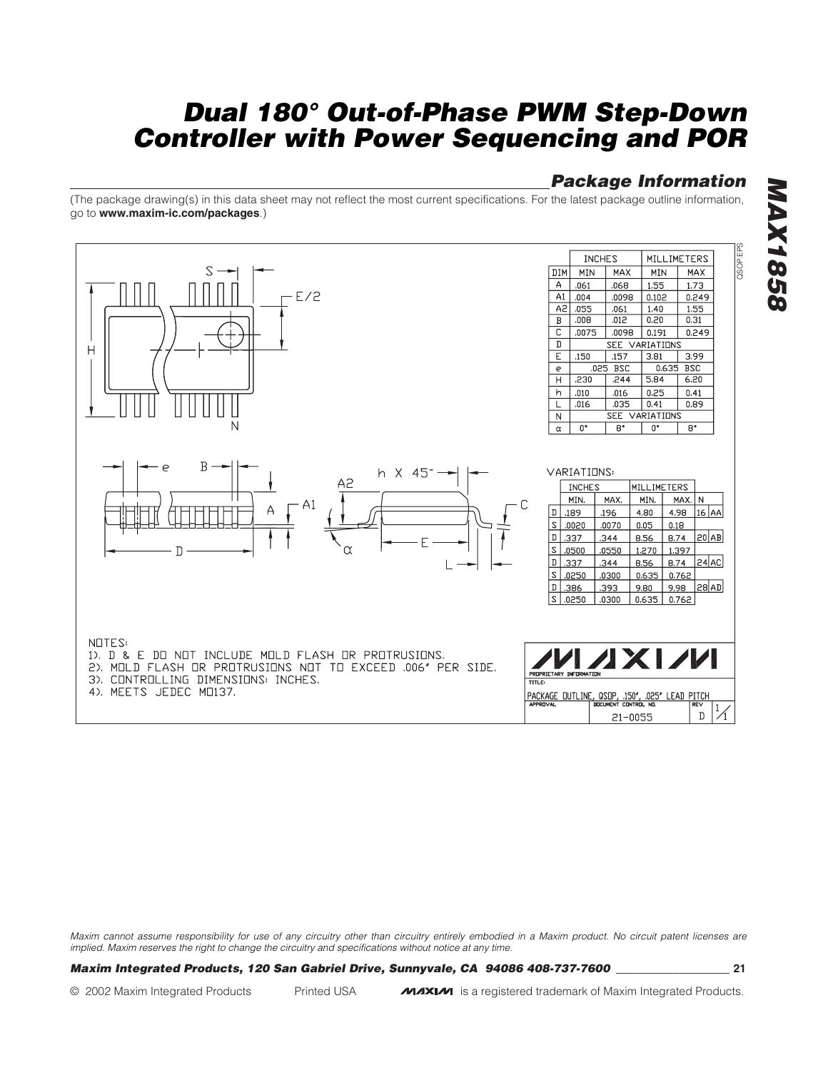## Package Information

(The package drawing(s) in this data sheet may not reflect the most current specifications. For the latest package outline information, go to **www.maxim-ic.com/packages**.)

| DIM | INCHES MIN | INCHES MAX | MILLIMETERS MIN | MILLIMETERS MAX |
|---|---|---|---|---|
| A | .061 | .068 | 1.55 | 1.73 |
| A1 | .004 | .0098 | 0.102 | 0.249 |
| A2 | .055 | .061 | 1.40 | 1.55 |
| B | .008 | .012 | 0.20 | 0.31 |
| C | .0075 | .0098 | 0.191 | 0.249 |
| D | SEE VARIATIONS | | | |
| E | .150 | .157 | 3.81 | 3.99 |
| e | .025 BSC | | 0.635 BSC | |
| H | .230 | .244 | 5.84 | 6.20 |
| h | .010 | .016 | 0.25 | 0.41 |
| L | .016 | .035 | 0.41 | 0.89 |
| N | SEE VARIATIONS | | | |
| α | 0° | 8° | 0° | 8° |

VARIATIONS:

| | INCHES MIN. | INCHES MAX. | MILLIMETERS MIN. | MILLIMETERS MAX. | N | |
|---|---|---|---|---|---|---|
| D | .189 | .196 | 4.80 | 4.98 | 16 | AA |
| S | .0020 | .0070 | 0.05 | 0.18 | | |
| D | .337 | .344 | 8.56 | 8.74 | 20 | AB |
| S | .0500 | .0550 | 1.270 | 1.397 | | |
| D | .337 | .344 | 8.56 | 8.74 | 24 | AC |
| S | .0250 | .0300 | 0.635 | 0.762 | | |
| D | .386 | .393 | 9.80 | 9.98 | 28 | AD |
| S | .0250 | .0300 | 0.635 | 0.762 | | |

NOTES:
1). D & E DO NOT INCLUDE MOLD FLASH OR PROTRUSIONS.
2). MOLD FLASH OR PROTRUSIONS NOT TO EXCEED .006" PER SIDE.
3). CONTROLLING DIMENSIONS: INCHES.
4). MEETS JEDEC MO137.

MAXIM
PROPRIETARY INFORMATION
TITLE: PACKAGE OUTLINE, QSOP, .150", .025" LEAD PITCH
APPROVAL | DOCUMENT CONTROL NO. 21-0055 | REV D | 1/1

*Maxim cannot assume responsibility for use of any circuitry other than circuitry entirely embodied in a Maxim product. No circuit patent licenses are implied. Maxim reserves the right to change the circuitry and specifications without notice at any time.*

***Maxim Integrated Products, 120 San Gabriel Drive, Sunnyvale, CA 94086 408-737-7600***

© 2002 Maxim Integrated Products Printed USA MAXIM is a registered trademark of Maxim Integrated Products.